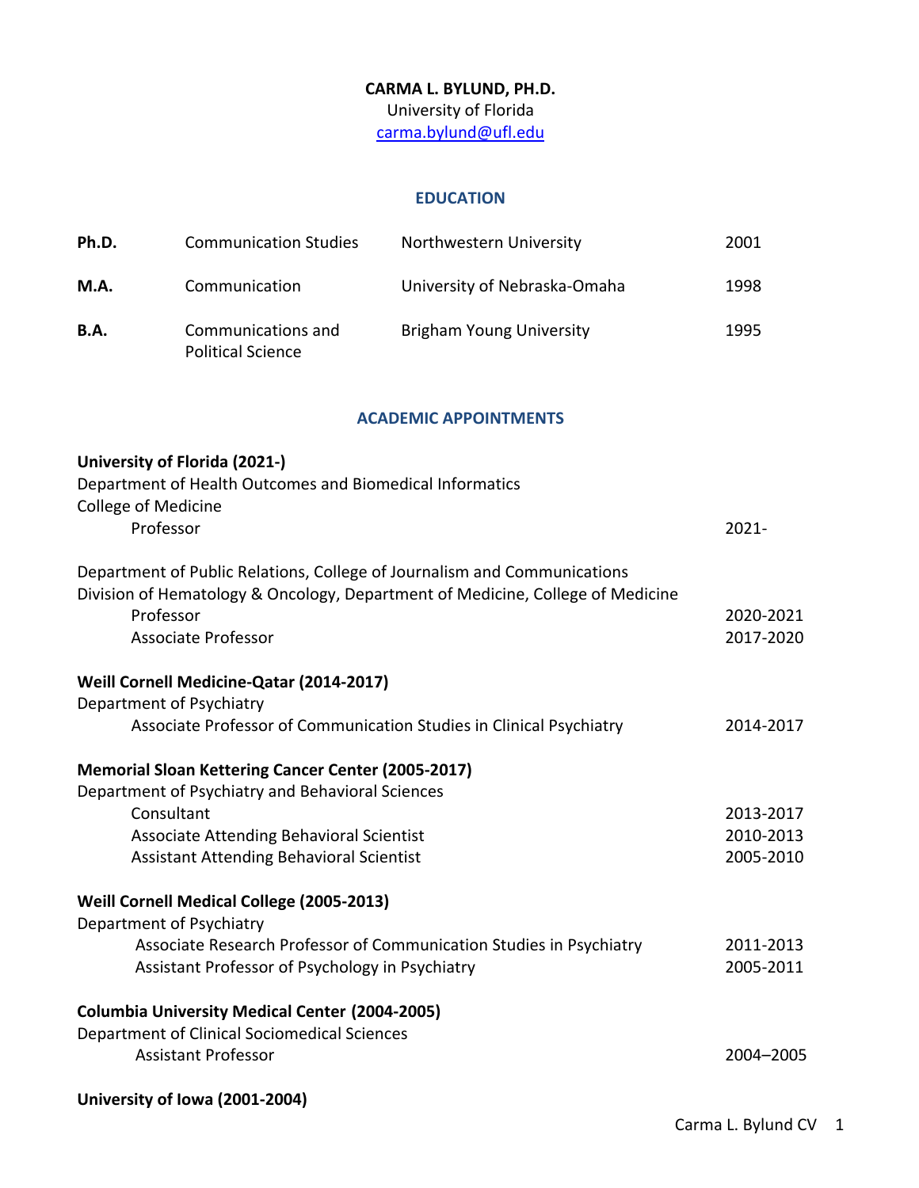# CARMA L. BYLUND, PH.D.

University of Florida
carma.bylund@ufl.edu

## EDUCATION

| | | | |
|---|---|---|---|
| **Ph.D.** | Communication Studies | Northwestern University | 2001 |
| **M.A.** | Communication | University of Nebraska-Omaha | 1998 |
| **B.A.** | Communications and Political Science | Brigham Young University | 1995 |

## ACADEMIC APPOINTMENTS

**University of Florida (2021-)**
Department of Health Outcomes and Biomedical Informatics
College of Medicine
Professor — 2021-

Department of Public Relations, College of Journalism and Communications
Division of Hematology & Oncology, Department of Medicine, College of Medicine
Professor — 2020-2021
Associate Professor — 2017-2020

**Weill Cornell Medicine-Qatar (2014-2017)**
Department of Psychiatry
Associate Professor of Communication Studies in Clinical Psychiatry — 2014-2017

**Memorial Sloan Kettering Cancer Center (2005-2017)**
Department of Psychiatry and Behavioral Sciences
Consultant — 2013-2017
Associate Attending Behavioral Scientist — 2010-2013
Assistant Attending Behavioral Scientist — 2005-2010

**Weill Cornell Medical College (2005-2013)**
Department of Psychiatry
Associate Research Professor of Communication Studies in Psychiatry — 2011-2013
Assistant Professor of Psychology in Psychiatry — 2005-2011

**Columbia University Medical Center (2004-2005)**
Department of Clinical Sociomedical Sciences
Assistant Professor — 2004–2005

**University of Iowa (2001-2004)**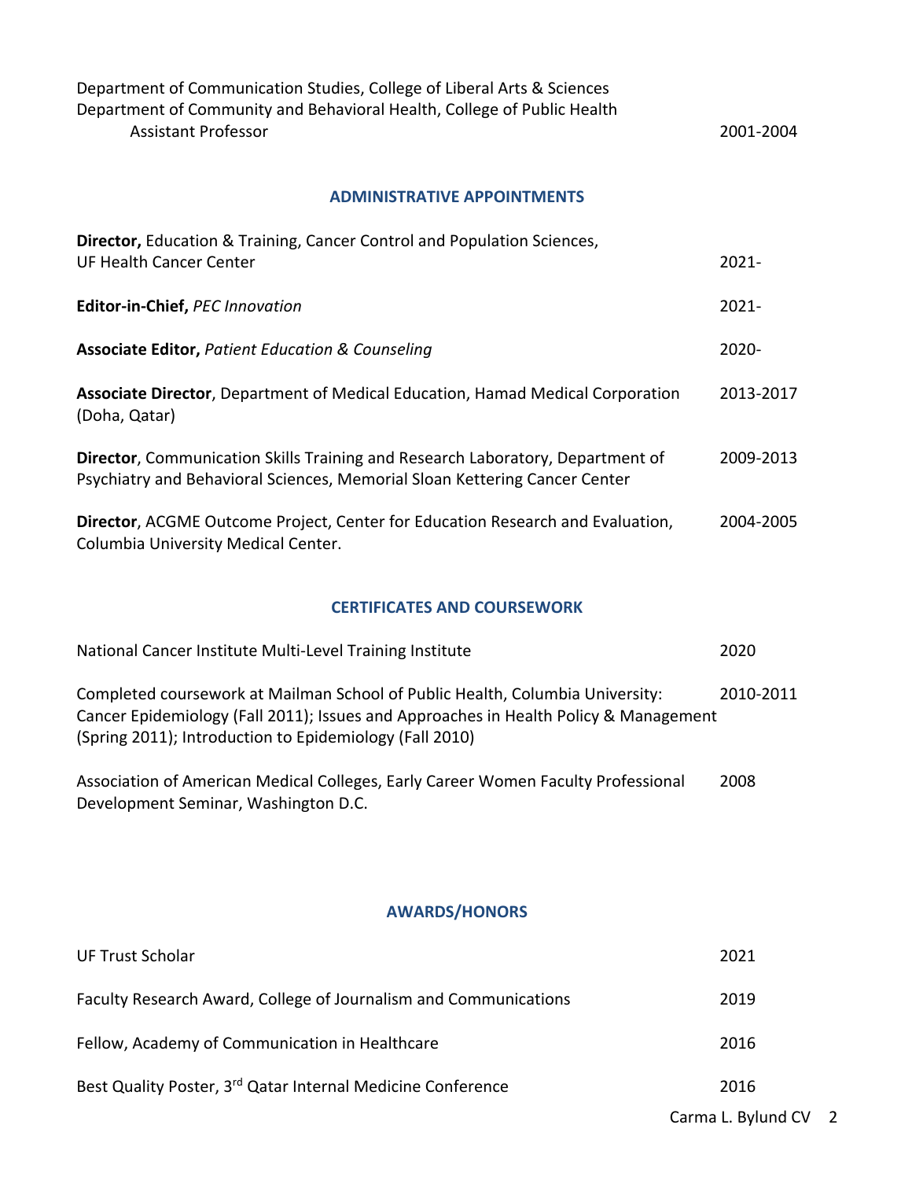Department of Communication Studies, College of Liberal Arts & Sciences
Department of Community and Behavioral Health, College of Public Health
Assistant Professor 2001-2004

## ADMINISTRATIVE APPOINTMENTS

**Director,** Education & Training, Cancer Control and Population Sciences, UF Health Cancer Center 2021-

**Editor-in-Chief,** *PEC Innovation* 2021-

**Associate Editor,** *Patient Education & Counseling* 2020-

**Associate Director**, Department of Medical Education, Hamad Medical Corporation (Doha, Qatar) 2013-2017

**Director**, Communication Skills Training and Research Laboratory, Department of Psychiatry and Behavioral Sciences, Memorial Sloan Kettering Cancer Center 2009-2013

**Director**, ACGME Outcome Project, Center for Education Research and Evaluation, Columbia University Medical Center. 2004-2005

## CERTIFICATES AND COURSEWORK

National Cancer Institute Multi-Level Training Institute 2020

Completed coursework at Mailman School of Public Health, Columbia University: Cancer Epidemiology (Fall 2011); Issues and Approaches in Health Policy & Management (Spring 2011); Introduction to Epidemiology (Fall 2010) 2010-2011

Association of American Medical Colleges, Early Career Women Faculty Professional Development Seminar, Washington D.C. 2008

## AWARDS/HONORS

UF Trust Scholar 2021

Faculty Research Award, College of Journalism and Communications 2019

Fellow, Academy of Communication in Healthcare 2016

Best Quality Poster, 3rd Qatar Internal Medicine Conference 2016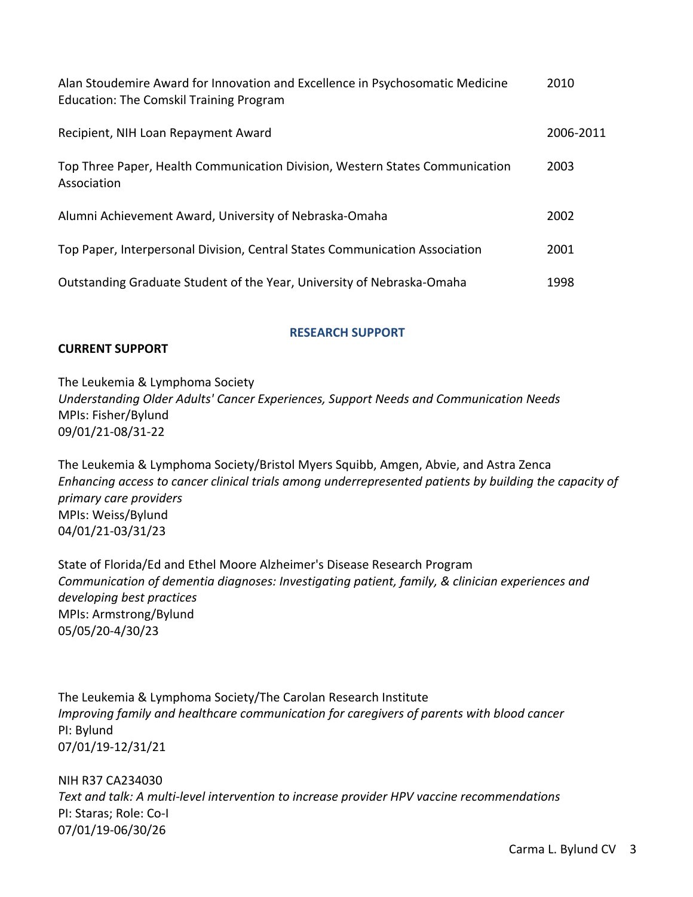| | |
|---|---|
| Alan Stoudemire Award for Innovation and Excellence in Psychosomatic Medicine Education: The Comskil Training Program | 2010 |
| Recipient, NIH Loan Repayment Award | 2006-2011 |
| Top Three Paper, Health Communication Division, Western States Communication Association | 2003 |
| Alumni Achievement Award, University of Nebraska-Omaha | 2002 |
| Top Paper, Interpersonal Division, Central States Communication Association | 2001 |
| Outstanding Graduate Student of the Year, University of Nebraska-Omaha | 1998 |

## RESEARCH SUPPORT

### CURRENT SUPPORT

The Leukemia & Lymphoma Society
*Understanding Older Adults' Cancer Experiences, Support Needs and Communication Needs*
MPIs: Fisher/Bylund
09/01/21-08/31-22

The Leukemia & Lymphoma Society/Bristol Myers Squibb, Amgen, Abvie, and Astra Zenca
*Enhancing access to cancer clinical trials among underrepresented patients by building the capacity of primary care providers*
MPIs: Weiss/Bylund
04/01/21-03/31/23

State of Florida/Ed and Ethel Moore Alzheimer's Disease Research Program
*Communication of dementia diagnoses: Investigating patient, family, & clinician experiences and developing best practices*
MPIs: Armstrong/Bylund
05/05/20-4/30/23

The Leukemia & Lymphoma Society/The Carolan Research Institute
*Improving family and healthcare communication for caregivers of parents with blood cancer*
PI: Bylund
07/01/19-12/31/21

NIH R37 CA234030
*Text and talk: A multi-level intervention to increase provider HPV vaccine recommendations*
PI: Staras; Role: Co-I
07/01/19-06/30/26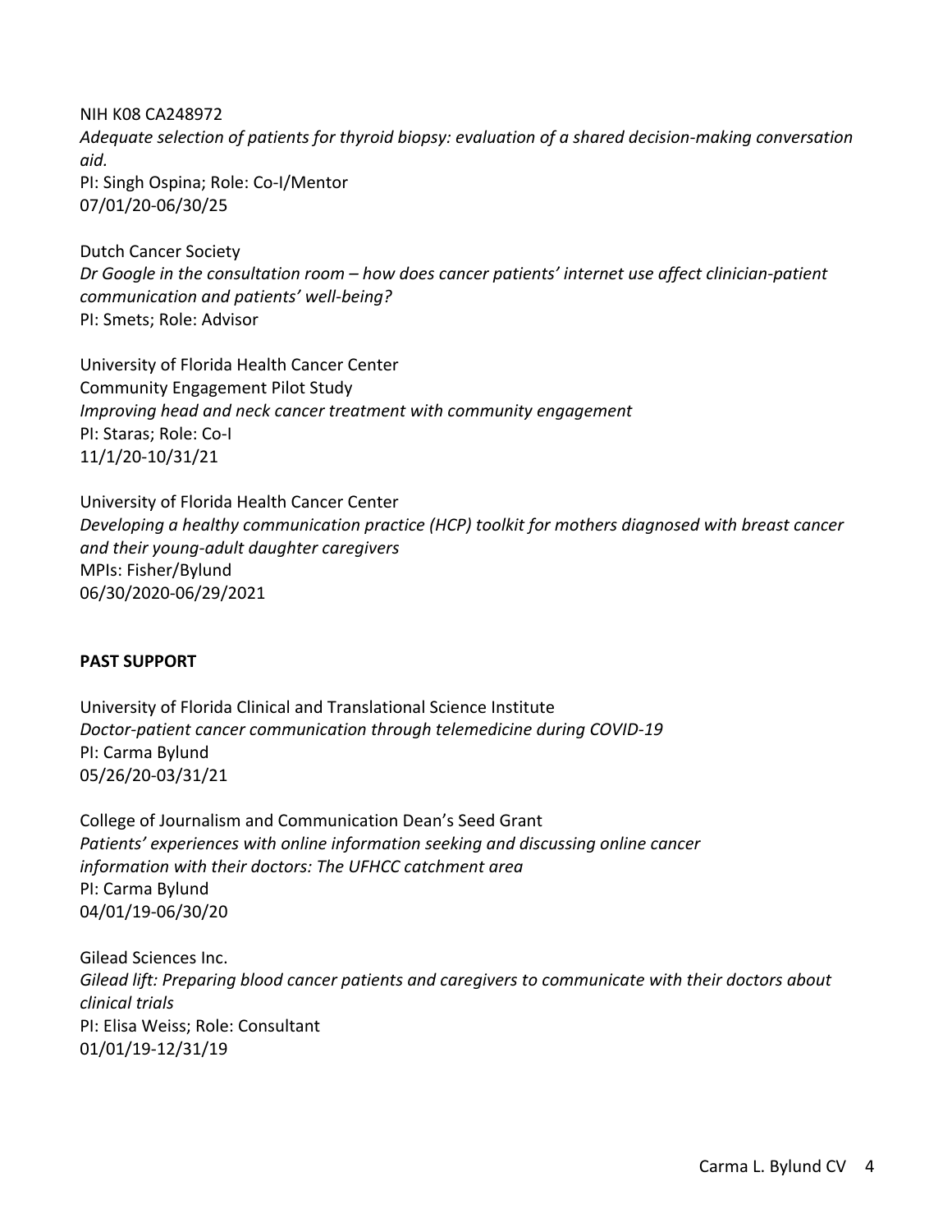NIH K08 CA248972
*Adequate selection of patients for thyroid biopsy: evaluation of a shared decision-making conversation aid.*
PI: Singh Ospina; Role: Co-I/Mentor
07/01/20-06/30/25

Dutch Cancer Society
*Dr Google in the consultation room – how does cancer patients' internet use affect clinician-patient communication and patients' well-being?*
PI: Smets; Role: Advisor

University of Florida Health Cancer Center
Community Engagement Pilot Study
*Improving head and neck cancer treatment with community engagement*
PI: Staras; Role: Co-I
11/1/20-10/31/21

University of Florida Health Cancer Center
*Developing a healthy communication practice (HCP) toolkit for mothers diagnosed with breast cancer and their young-adult daughter caregivers*
MPIs: Fisher/Bylund
06/30/2020-06/29/2021

**PAST SUPPORT**

University of Florida Clinical and Translational Science Institute
*Doctor-patient cancer communication through telemedicine during COVID-19*
PI: Carma Bylund
05/26/20-03/31/21

College of Journalism and Communication Dean's Seed Grant
*Patients' experiences with online information seeking and discussing online cancer information with their doctors: The UFHCC catchment area*
PI: Carma Bylund
04/01/19-06/30/20

Gilead Sciences Inc.
*Gilead lift: Preparing blood cancer patients and caregivers to communicate with their doctors about clinical trials*
PI: Elisa Weiss; Role: Consultant
01/01/19-12/31/19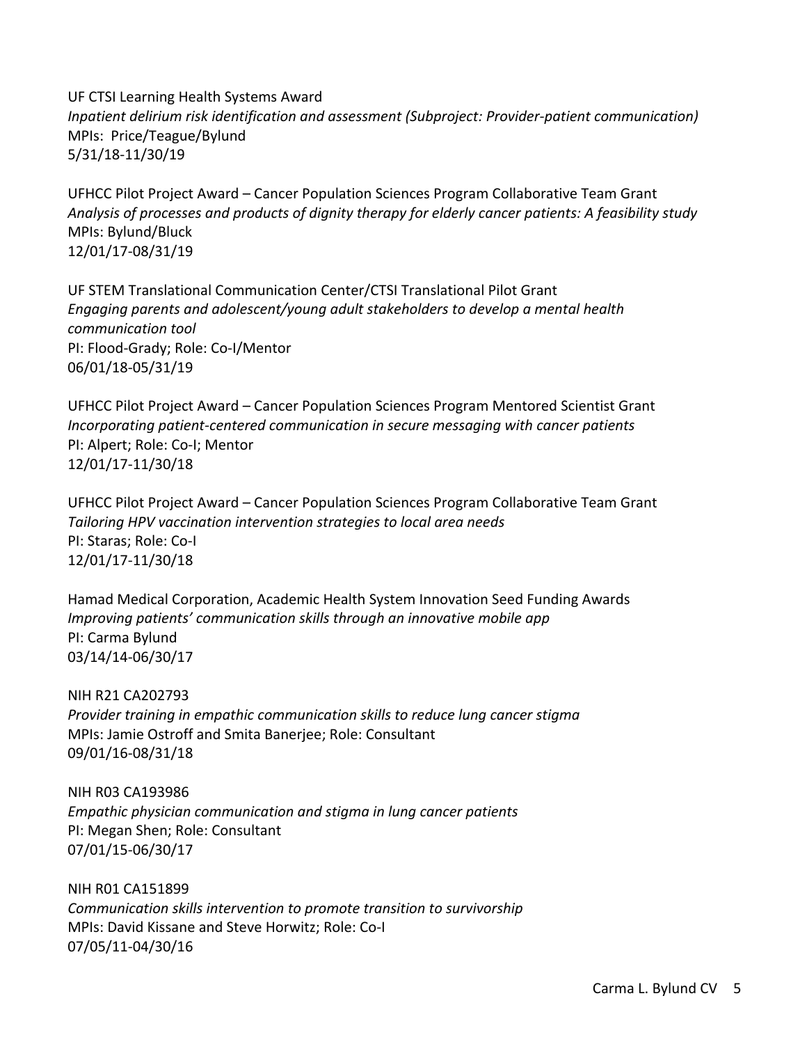UF CTSI Learning Health Systems Award
*Inpatient delirium risk identification and assessment (Subproject: Provider-patient communication)*
MPIs: Price/Teague/Bylund
5/31/18-11/30/19

UFHCC Pilot Project Award – Cancer Population Sciences Program Collaborative Team Grant
*Analysis of processes and products of dignity therapy for elderly cancer patients: A feasibility study*
MPIs: Bylund/Bluck
12/01/17-08/31/19

UF STEM Translational Communication Center/CTSI Translational Pilot Grant
*Engaging parents and adolescent/young adult stakeholders to develop a mental health communication tool*
PI: Flood-Grady; Role: Co-I/Mentor
06/01/18-05/31/19

UFHCC Pilot Project Award – Cancer Population Sciences Program Mentored Scientist Grant
*Incorporating patient-centered communication in secure messaging with cancer patients*
PI: Alpert; Role: Co-I; Mentor
12/01/17-11/30/18

UFHCC Pilot Project Award – Cancer Population Sciences Program Collaborative Team Grant
*Tailoring HPV vaccination intervention strategies to local area needs*
PI: Staras; Role: Co-I
12/01/17-11/30/18

Hamad Medical Corporation, Academic Health System Innovation Seed Funding Awards
*Improving patients' communication skills through an innovative mobile app*
PI: Carma Bylund
03/14/14-06/30/17

NIH R21 CA202793
*Provider training in empathic communication skills to reduce lung cancer stigma*
MPIs: Jamie Ostroff and Smita Banerjee; Role: Consultant
09/01/16-08/31/18

NIH R03 CA193986
*Empathic physician communication and stigma in lung cancer patients*
PI: Megan Shen; Role: Consultant
07/01/15-06/30/17

NIH R01 CA151899
*Communication skills intervention to promote transition to survivorship*
MPIs: David Kissane and Steve Horwitz; Role: Co-I
07/05/11-04/30/16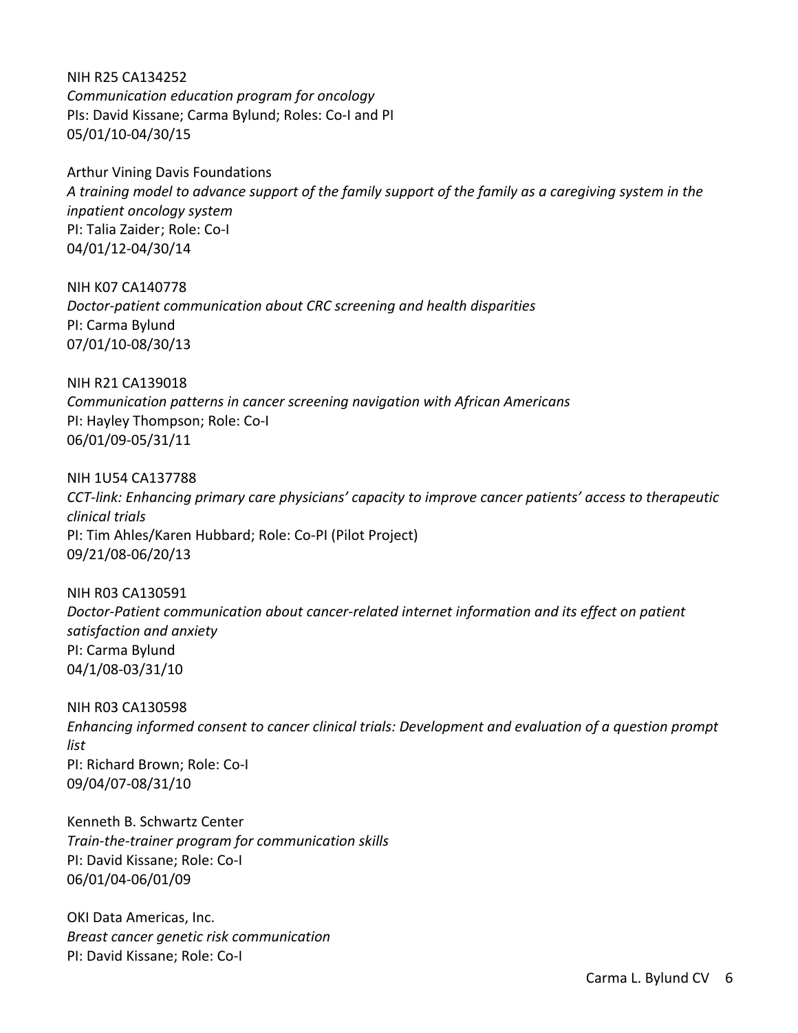NIH R25 CA134252
*Communication education program for oncology*
PIs: David Kissane; Carma Bylund; Roles: Co-I and PI
05/01/10-04/30/15

Arthur Vining Davis Foundations
*A training model to advance support of the family support of the family as a caregiving system in the inpatient oncology system*
PI: Talia Zaider; Role: Co-I
04/01/12-04/30/14

NIH K07 CA140778
*Doctor-patient communication about CRC screening and health disparities*
PI: Carma Bylund
07/01/10-08/30/13

NIH R21 CA139018
*Communication patterns in cancer screening navigation with African Americans*
PI: Hayley Thompson; Role: Co-I
06/01/09-05/31/11

NIH 1U54 CA137788
*CCT-link: Enhancing primary care physicians' capacity to improve cancer patients' access to therapeutic clinical trials*
PI: Tim Ahles/Karen Hubbard; Role: Co-PI (Pilot Project)
09/21/08-06/20/13

NIH R03 CA130591
*Doctor-Patient communication about cancer-related internet information and its effect on patient satisfaction and anxiety*
PI: Carma Bylund
04/1/08-03/31/10

NIH R03 CA130598
*Enhancing informed consent to cancer clinical trials: Development and evaluation of a question prompt list*
PI: Richard Brown; Role: Co-I
09/04/07-08/31/10

Kenneth B. Schwartz Center
*Train-the-trainer program for communication skills*
PI: David Kissane; Role: Co-I
06/01/04-06/01/09

OKI Data Americas, Inc.
*Breast cancer genetic risk communication*
PI: David Kissane; Role: Co-I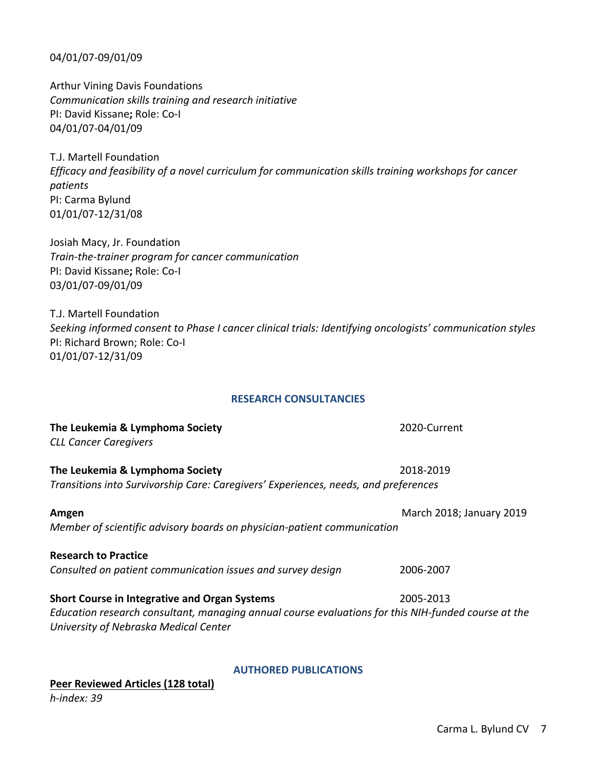04/01/07-09/01/09

Arthur Vining Davis Foundations
*Communication skills training and research initiative*
PI: David Kissane**;** Role: Co-I
04/01/07-04/01/09

T.J. Martell Foundation
*Efficacy and feasibility of a novel curriculum for communication skills training workshops for cancer patients*
PI: Carma Bylund
01/01/07-12/31/08

Josiah Macy, Jr. Foundation
*Train-the-trainer program for cancer communication*
PI: David Kissane**;** Role: Co-I
03/01/07-09/01/09

T.J. Martell Foundation
*Seeking informed consent to Phase I cancer clinical trials: Identifying oncologists' communication styles*
PI: Richard Brown; Role: Co-I
01/01/07-12/31/09

## RESEARCH CONSULTANCIES

**The Leukemia & Lymphoma Society** 2020-Current
*CLL Cancer Caregivers*

**The Leukemia & Lymphoma Society** 2018-2019
*Transitions into Survivorship Care: Caregivers' Experiences, needs, and preferences*

**Amgen** March 2018; January 2019
*Member of scientific advisory boards on physician-patient communication*

**Research to Practice**
*Consulted on patient communication issues and survey design* 2006-2007

**Short Course in Integrative and Organ Systems** 2005-2013
*Education research consultant, managing annual course evaluations for this NIH-funded course at the University of Nebraska Medical Center*

## AUTHORED PUBLICATIONS

**Peer Reviewed Articles (128 total)**
*h-index: 39*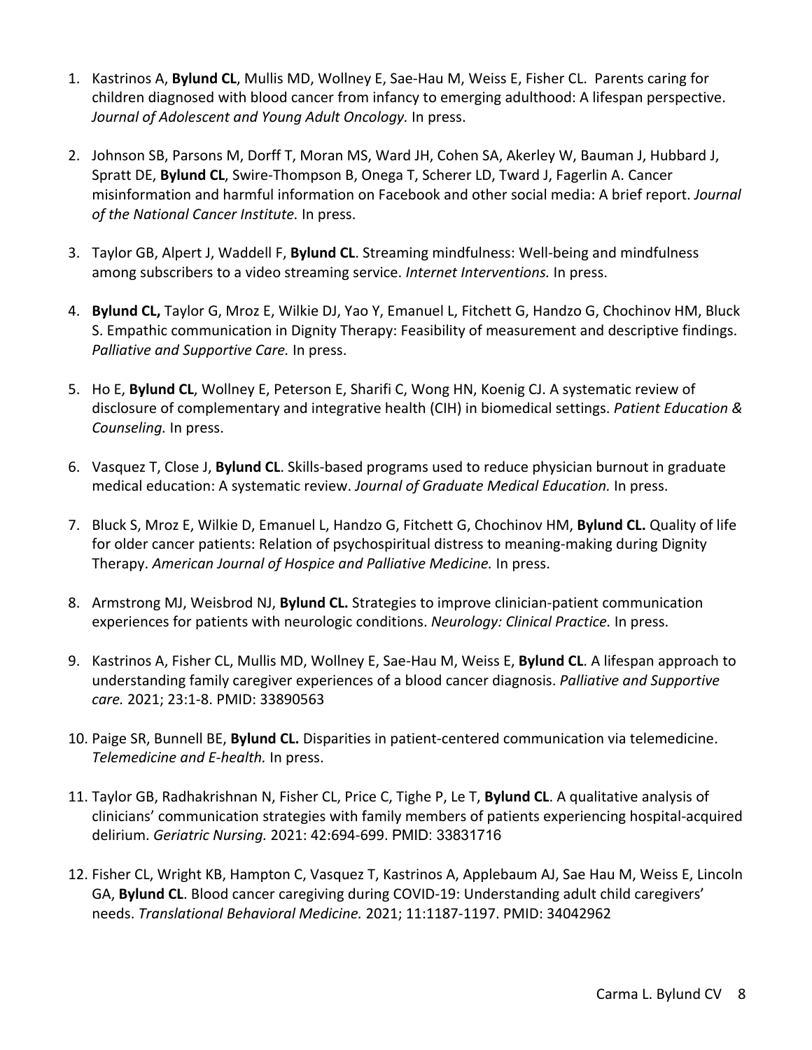1. Kastrinos A, **Bylund CL**, Mullis MD, Wollney E, Sae-Hau M, Weiss E, Fisher CL. Parents caring for children diagnosed with blood cancer from infancy to emerging adulthood: A lifespan perspective. *Journal of Adolescent and Young Adult Oncology.* In press.

2. Johnson SB, Parsons M, Dorff T, Moran MS, Ward JH, Cohen SA, Akerley W, Bauman J, Hubbard J, Spratt DE, **Bylund CL**, Swire-Thompson B, Onega T, Scherer LD, Tward J, Fagerlin A. Cancer misinformation and harmful information on Facebook and other social media: A brief report. *Journal of the National Cancer Institute.* In press.

3. Taylor GB, Alpert J, Waddell F, **Bylund CL**. Streaming mindfulness: Well-being and mindfulness among subscribers to a video streaming service. *Internet Interventions.* In press.

4. **Bylund CL,** Taylor G, Mroz E, Wilkie DJ, Yao Y, Emanuel L, Fitchett G, Handzo G, Chochinov HM, Bluck S. Empathic communication in Dignity Therapy: Feasibility of measurement and descriptive findings. *Palliative and Supportive Care.* In press.

5. Ho E, **Bylund CL**, Wollney E, Peterson E, Sharifi C, Wong HN, Koenig CJ. A systematic review of disclosure of complementary and integrative health (CIH) in biomedical settings. *Patient Education & Counseling.* In press.

6. Vasquez T, Close J, **Bylund CL**. Skills-based programs used to reduce physician burnout in graduate medical education: A systematic review. *Journal of Graduate Medical Education.* In press.

7. Bluck S, Mroz E, Wilkie D, Emanuel L, Handzo G, Fitchett G, Chochinov HM, **Bylund CL.** Quality of life for older cancer patients: Relation of psychospiritual distress to meaning-making during Dignity Therapy. *American Journal of Hospice and Palliative Medicine.* In press.

8. Armstrong MJ, Weisbrod NJ, **Bylund CL.** Strategies to improve clinician-patient communication experiences for patients with neurologic conditions. *Neurology: Clinical Practice.* In press.

9. Kastrinos A, Fisher CL, Mullis MD, Wollney E, Sae-Hau M, Weiss E, **Bylund CL**. A lifespan approach to understanding family caregiver experiences of a blood cancer diagnosis. *Palliative and Supportive care.* 2021; 23:1-8. PMID: 33890563

10. Paige SR, Bunnell BE, **Bylund CL.** Disparities in patient-centered communication via telemedicine. *Telemedicine and E-health.* In press.

11. Taylor GB, Radhakrishnan N, Fisher CL, Price C, Tighe P, Le T, **Bylund CL**. A qualitative analysis of clinicians' communication strategies with family members of patients experiencing hospital-acquired delirium. *Geriatric Nursing.* 2021: 42:694-699. PMID: 33831716

12. Fisher CL, Wright KB, Hampton C, Vasquez T, Kastrinos A, Applebaum AJ, Sae Hau M, Weiss E, Lincoln GA, **Bylund CL**. Blood cancer caregiving during COVID-19: Understanding adult child caregivers' needs. *Translational Behavioral Medicine.* 2021; 11:1187-1197. PMID: 34042962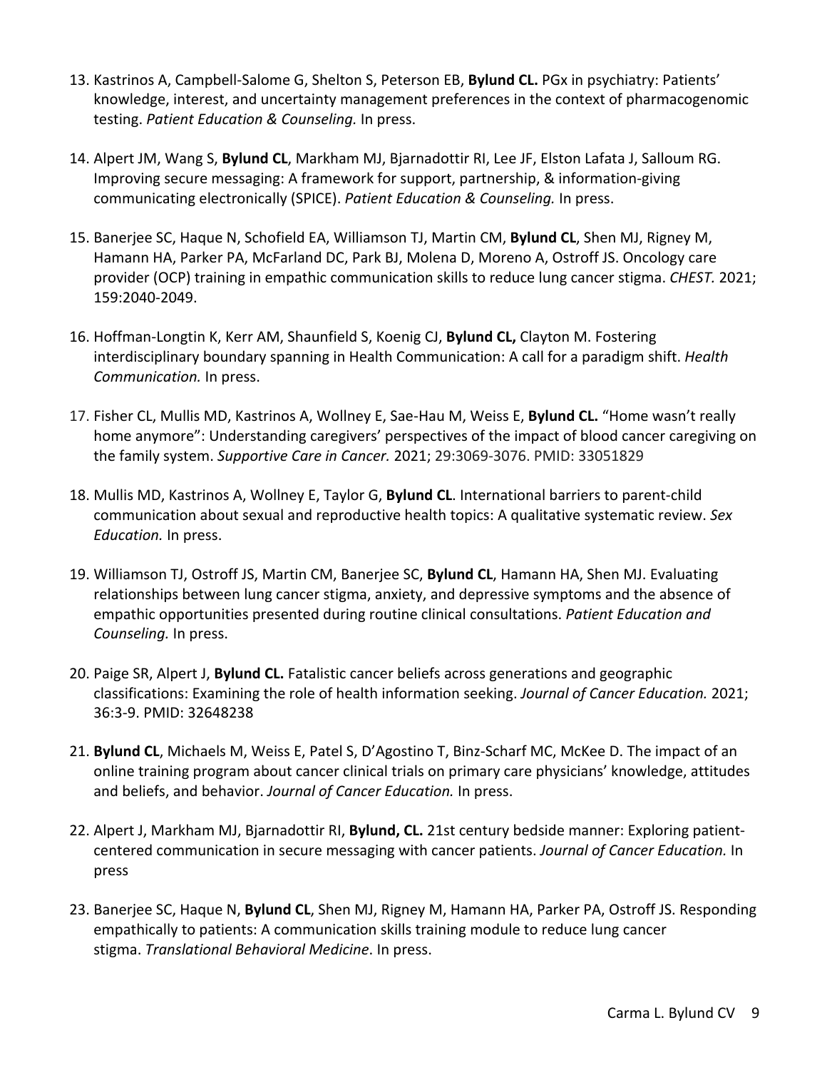13. Kastrinos A, Campbell-Salome G, Shelton S, Peterson EB, **Bylund CL.** PGx in psychiatry: Patients' knowledge, interest, and uncertainty management preferences in the context of pharmacogenomic testing. *Patient Education & Counseling.* In press.

14. Alpert JM, Wang S, **Bylund CL**, Markham MJ, Bjarnadottir RI, Lee JF, Elston Lafata J, Salloum RG. Improving secure messaging: A framework for support, partnership, & information-giving communicating electronically (SPICE). *Patient Education & Counseling.* In press.

15. Banerjee SC, Haque N, Schofield EA, Williamson TJ, Martin CM, **Bylund CL**, Shen MJ, Rigney M, Hamann HA, Parker PA, McFarland DC, Park BJ, Molena D, Moreno A, Ostroff JS. Oncology care provider (OCP) training in empathic communication skills to reduce lung cancer stigma. *CHEST.* 2021; 159:2040-2049.

16. Hoffman-Longtin K, Kerr AM, Shaunfield S, Koenig CJ, **Bylund CL,** Clayton M. Fostering interdisciplinary boundary spanning in Health Communication: A call for a paradigm shift. *Health Communication.* In press.

17. Fisher CL, Mullis MD, Kastrinos A, Wollney E, Sae-Hau M, Weiss E, **Bylund CL.** "Home wasn't really home anymore": Understanding caregivers' perspectives of the impact of blood cancer caregiving on the family system. *Supportive Care in Cancer.* 2021; 29:3069-3076. PMID: 33051829

18. Mullis MD, Kastrinos A, Wollney E, Taylor G, **Bylund CL**. International barriers to parent-child communication about sexual and reproductive health topics: A qualitative systematic review. *Sex Education.* In press.

19. Williamson TJ, Ostroff JS, Martin CM, Banerjee SC, **Bylund CL**, Hamann HA, Shen MJ. Evaluating relationships between lung cancer stigma, anxiety, and depressive symptoms and the absence of empathic opportunities presented during routine clinical consultations. *Patient Education and Counseling.* In press.

20. Paige SR, Alpert J, **Bylund CL.** Fatalistic cancer beliefs across generations and geographic classifications: Examining the role of health information seeking. *Journal of Cancer Education.* 2021; 36:3-9. PMID: 32648238

21. **Bylund CL**, Michaels M, Weiss E, Patel S, D'Agostino T, Binz-Scharf MC, McKee D. The impact of an online training program about cancer clinical trials on primary care physicians' knowledge, attitudes and beliefs, and behavior. *Journal of Cancer Education.* In press.

22. Alpert J, Markham MJ, Bjarnadottir RI, **Bylund, CL.** 21st century bedside manner: Exploring patient-centered communication in secure messaging with cancer patients. *Journal of Cancer Education.* In press

23. Banerjee SC, Haque N, **Bylund CL**, Shen MJ, Rigney M, Hamann HA, Parker PA, Ostroff JS. Responding empathically to patients: A communication skills training module to reduce lung cancer stigma. *Translational Behavioral Medicine*. In press.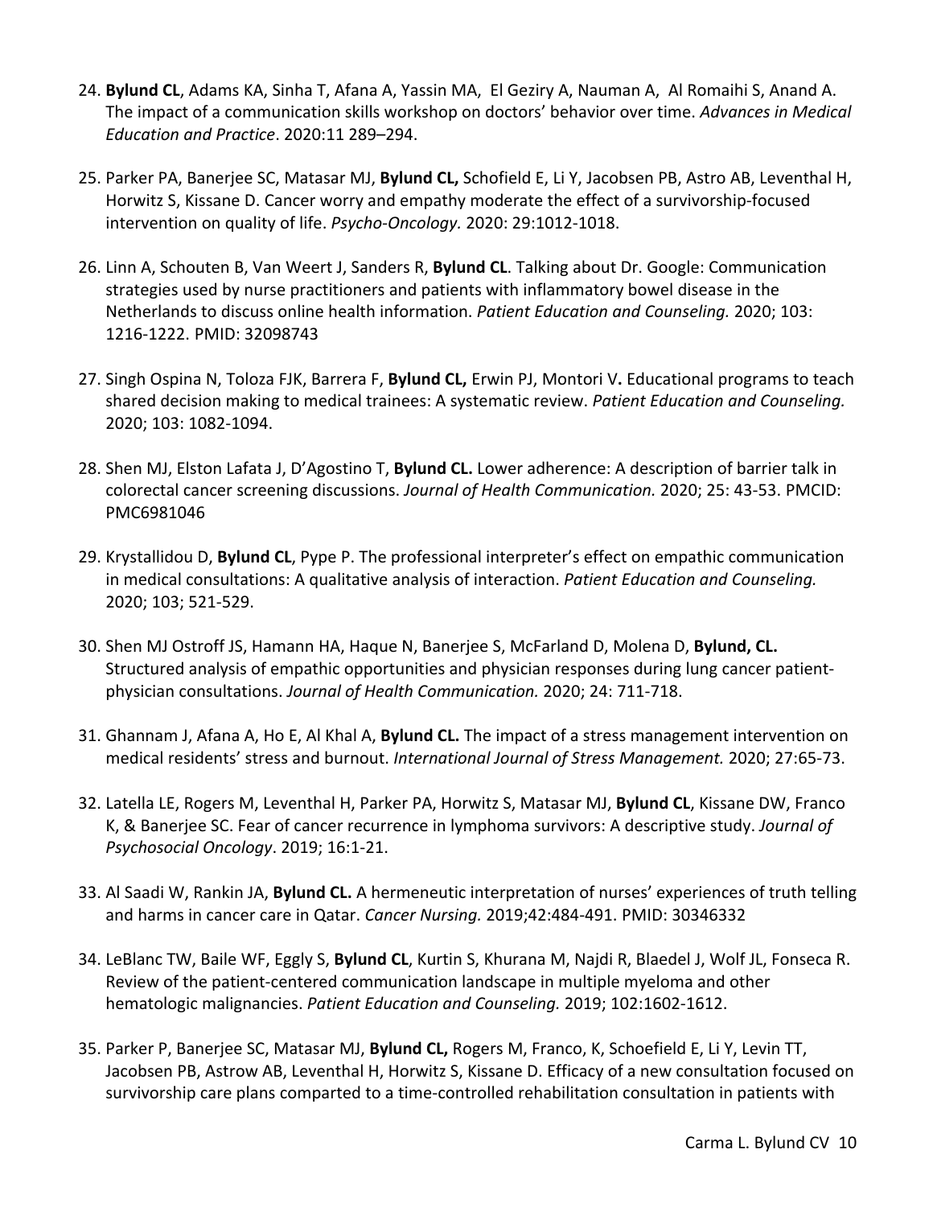24. **Bylund CL**, Adams KA, Sinha T, Afana A, Yassin MA, El Geziry A, Nauman A, Al Romaihi S, Anand A. The impact of a communication skills workshop on doctors' behavior over time. *Advances in Medical Education and Practice*. 2020:11 289–294.

25. Parker PA, Banerjee SC, Matasar MJ, **Bylund CL,** Schofield E, Li Y, Jacobsen PB, Astro AB, Leventhal H, Horwitz S, Kissane D. Cancer worry and empathy moderate the effect of a survivorship-focused intervention on quality of life. *Psycho-Oncology.* 2020: 29:1012-1018.

26. Linn A, Schouten B, Van Weert J, Sanders R, **Bylund CL**. Talking about Dr. Google: Communication strategies used by nurse practitioners and patients with inflammatory bowel disease in the Netherlands to discuss online health information. *Patient Education and Counseling.* 2020; 103: 1216-1222. PMID: 32098743

27. Singh Ospina N, Toloza FJK, Barrera F, **Bylund CL,** Erwin PJ, Montori V**.** Educational programs to teach shared decision making to medical trainees: A systematic review. *Patient Education and Counseling.* 2020; 103: 1082-1094.

28. Shen MJ, Elston Lafata J, D'Agostino T, **Bylund CL.** Lower adherence: A description of barrier talk in colorectal cancer screening discussions. *Journal of Health Communication.* 2020; 25: 43-53. PMCID: PMC6981046

29. Krystallidou D, **Bylund CL**, Pype P. The professional interpreter's effect on empathic communication in medical consultations: A qualitative analysis of interaction. *Patient Education and Counseling.* 2020; 103; 521-529.

30. Shen MJ Ostroff JS, Hamann HA, Haque N, Banerjee S, McFarland D, Molena D, **Bylund, CL.** Structured analysis of empathic opportunities and physician responses during lung cancer patient-physician consultations. *Journal of Health Communication.* 2020; 24: 711-718.

31. Ghannam J, Afana A, Ho E, Al Khal A, **Bylund CL.** The impact of a stress management intervention on medical residents' stress and burnout. *International Journal of Stress Management.* 2020; 27:65-73.

32. Latella LE, Rogers M, Leventhal H, Parker PA, Horwitz S, Matasar MJ, **Bylund CL**, Kissane DW, Franco K, & Banerjee SC. Fear of cancer recurrence in lymphoma survivors: A descriptive study. *Journal of Psychosocial Oncology*. 2019; 16:1-21.

33. Al Saadi W, Rankin JA, **Bylund CL.** A hermeneutic interpretation of nurses' experiences of truth telling and harms in cancer care in Qatar. *Cancer Nursing.* 2019;42:484-491. PMID: 30346332

34. LeBlanc TW, Baile WF, Eggly S, **Bylund CL**, Kurtin S, Khurana M, Najdi R, Blaedel J, Wolf JL, Fonseca R. Review of the patient-centered communication landscape in multiple myeloma and other hematologic malignancies. *Patient Education and Counseling.* 2019; 102:1602-1612.

35. Parker P, Banerjee SC, Matasar MJ, **Bylund CL,** Rogers M, Franco, K, Schoefield E, Li Y, Levin TT, Jacobsen PB, Astrow AB, Leventhal H, Horwitz S, Kissane D. Efficacy of a new consultation focused on survivorship care plans comparted to a time-controlled rehabilitation consultation in patients with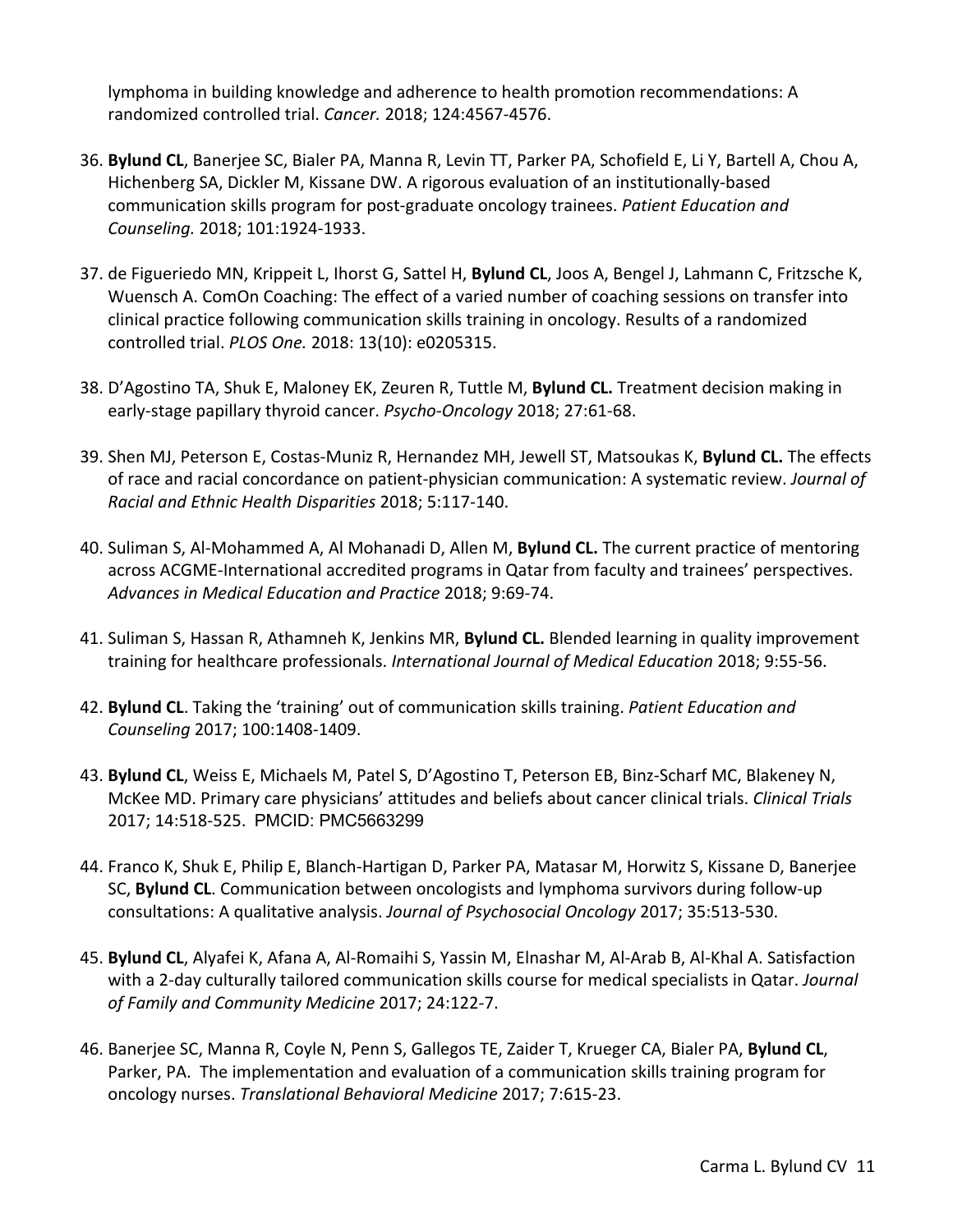lymphoma in building knowledge and adherence to health promotion recommendations: A randomized controlled trial. *Cancer.* 2018; 124:4567-4576.

36. **Bylund CL**, Banerjee SC, Bialer PA, Manna R, Levin TT, Parker PA, Schofield E, Li Y, Bartell A, Chou A, Hichenberg SA, Dickler M, Kissane DW. A rigorous evaluation of an institutionally-based communication skills program for post-graduate oncology trainees. *Patient Education and Counseling.* 2018; 101:1924-1933.

37. de Figueriedo MN, Krippeit L, Ihorst G, Sattel H, **Bylund CL**, Joos A, Bengel J, Lahmann C, Fritzsche K, Wuensch A. ComOn Coaching: The effect of a varied number of coaching sessions on transfer into clinical practice following communication skills training in oncology. Results of a randomized controlled trial. *PLOS One.* 2018: 13(10): e0205315.

38. D'Agostino TA, Shuk E, Maloney EK, Zeuren R, Tuttle M, **Bylund CL.** Treatment decision making in early-stage papillary thyroid cancer. *Psycho-Oncology* 2018; 27:61-68.

39. Shen MJ, Peterson E, Costas-Muniz R, Hernandez MH, Jewell ST, Matsoukas K, **Bylund CL.** The effects of race and racial concordance on patient-physician communication: A systematic review. *Journal of Racial and Ethnic Health Disparities* 2018; 5:117-140.

40. Suliman S, Al-Mohammed A, Al Mohanadi D, Allen M, **Bylund CL.** The current practice of mentoring across ACGME-International accredited programs in Qatar from faculty and trainees' perspectives. *Advances in Medical Education and Practice* 2018; 9:69-74.

41. Suliman S, Hassan R, Athamneh K, Jenkins MR, **Bylund CL.** Blended learning in quality improvement training for healthcare professionals. *International Journal of Medical Education* 2018; 9:55-56.

42. **Bylund CL**. Taking the 'training' out of communication skills training. *Patient Education and Counseling* 2017; 100:1408-1409.

43. **Bylund CL**, Weiss E, Michaels M, Patel S, D'Agostino T, Peterson EB, Binz-Scharf MC, Blakeney N, McKee MD. Primary care physicians' attitudes and beliefs about cancer clinical trials. *Clinical Trials* 2017; 14:518-525. PMCID: PMC5663299

44. Franco K, Shuk E, Philip E, Blanch-Hartigan D, Parker PA, Matasar M, Horwitz S, Kissane D, Banerjee SC, **Bylund CL**. Communication between oncologists and lymphoma survivors during follow-up consultations: A qualitative analysis. *Journal of Psychosocial Oncology* 2017; 35:513-530.

45. **Bylund CL**, Alyafei K, Afana A, Al-Romaihi S, Yassin M, Elnashar M, Al-Arab B, Al-Khal A. Satisfaction with a 2-day culturally tailored communication skills course for medical specialists in Qatar. *Journal of Family and Community Medicine* 2017; 24:122-7.

46. Banerjee SC, Manna R, Coyle N, Penn S, Gallegos TE, Zaider T, Krueger CA, Bialer PA, **Bylund CL**, Parker, PA. The implementation and evaluation of a communication skills training program for oncology nurses. *Translational Behavioral Medicine* 2017; 7:615-23.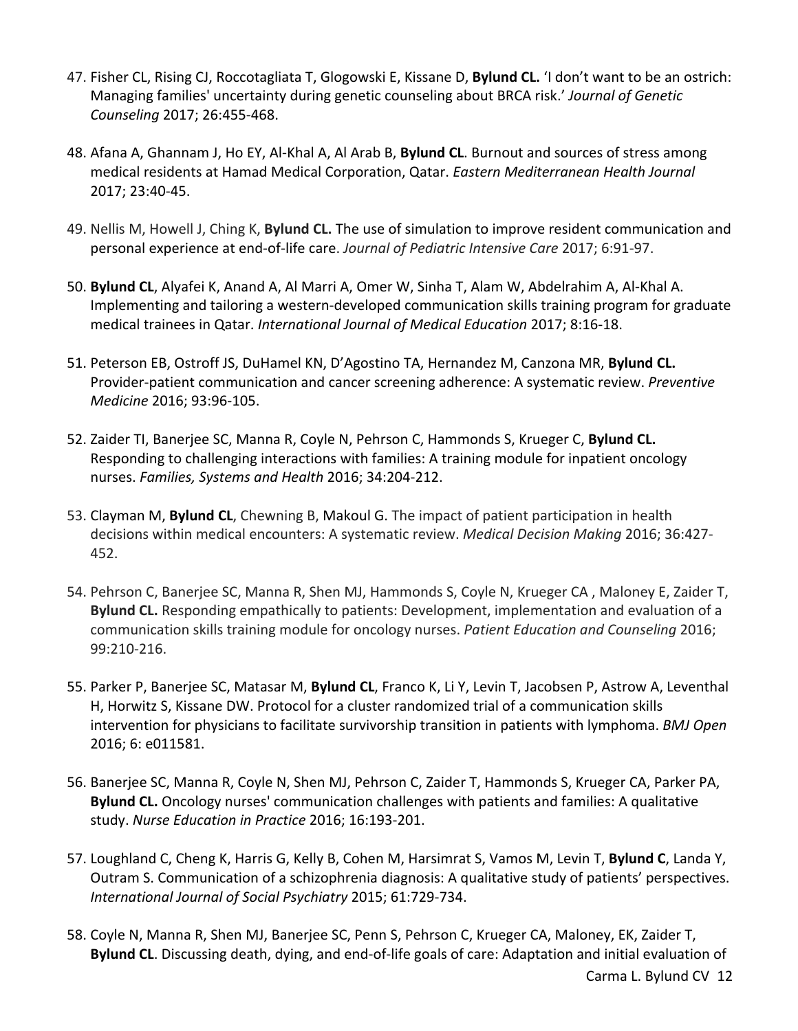47. Fisher CL, Rising CJ, Roccotagliata T, Glogowski E, Kissane D, **Bylund CL.** 'I don't want to be an ostrich: Managing families' uncertainty during genetic counseling about BRCA risk.' *Journal of Genetic Counseling* 2017; 26:455-468.

48. Afana A, Ghannam J, Ho EY, Al-Khal A, Al Arab B, **Bylund CL**. Burnout and sources of stress among medical residents at Hamad Medical Corporation, Qatar. *Eastern Mediterranean Health Journal* 2017; 23:40-45.

49. Nellis M, Howell J, Ching K, **Bylund CL.** The use of simulation to improve resident communication and personal experience at end-of-life care. *Journal of Pediatric Intensive Care* 2017; 6:91-97.

50. **Bylund CL**, Alyafei K, Anand A, Al Marri A, Omer W, Sinha T, Alam W, Abdelrahim A, Al-Khal A. Implementing and tailoring a western-developed communication skills training program for graduate medical trainees in Qatar. *International Journal of Medical Education* 2017; 8:16-18.

51. Peterson EB, Ostroff JS, DuHamel KN, D'Agostino TA, Hernandez M, Canzona MR, **Bylund CL.** Provider-patient communication and cancer screening adherence: A systematic review. *Preventive Medicine* 2016; 93:96-105.

52. Zaider TI, Banerjee SC, Manna R, Coyle N, Pehrson C, Hammonds S, Krueger C, **Bylund CL.** Responding to challenging interactions with families: A training module for inpatient oncology nurses. *Families, Systems and Health* 2016; 34:204-212.

53. Clayman M, **Bylund CL**, Chewning B, Makoul G. The impact of patient participation in health decisions within medical encounters: A systematic review. *Medical Decision Making* 2016; 36:427-452.

54. Pehrson C, Banerjee SC, Manna R, Shen MJ, Hammonds S, Coyle N, Krueger CA , Maloney E, Zaider T, **Bylund CL.** Responding empathically to patients: Development, implementation and evaluation of a communication skills training module for oncology nurses. *Patient Education and Counseling* 2016; 99:210-216.

55. Parker P, Banerjee SC, Matasar M, **Bylund CL**, Franco K, Li Y, Levin T, Jacobsen P, Astrow A, Leventhal H, Horwitz S, Kissane DW. Protocol for a cluster randomized trial of a communication skills intervention for physicians to facilitate survivorship transition in patients with lymphoma. *BMJ Open* 2016; 6: e011581.

56. Banerjee SC, Manna R, Coyle N, Shen MJ, Pehrson C, Zaider T, Hammonds S, Krueger CA, Parker PA, **Bylund CL.** Oncology nurses' communication challenges with patients and families: A qualitative study. *Nurse Education in Practice* 2016; 16:193-201.

57. Loughland C, Cheng K, Harris G, Kelly B, Cohen M, Harsimrat S, Vamos M, Levin T, **Bylund C**, Landa Y, Outram S. Communication of a schizophrenia diagnosis: A qualitative study of patients' perspectives. *International Journal of Social Psychiatry* 2015; 61:729-734.

58. Coyle N, Manna R, Shen MJ, Banerjee SC, Penn S, Pehrson C, Krueger CA, Maloney, EK, Zaider T, **Bylund CL**. Discussing death, dying, and end-of-life goals of care: Adaptation and initial evaluation of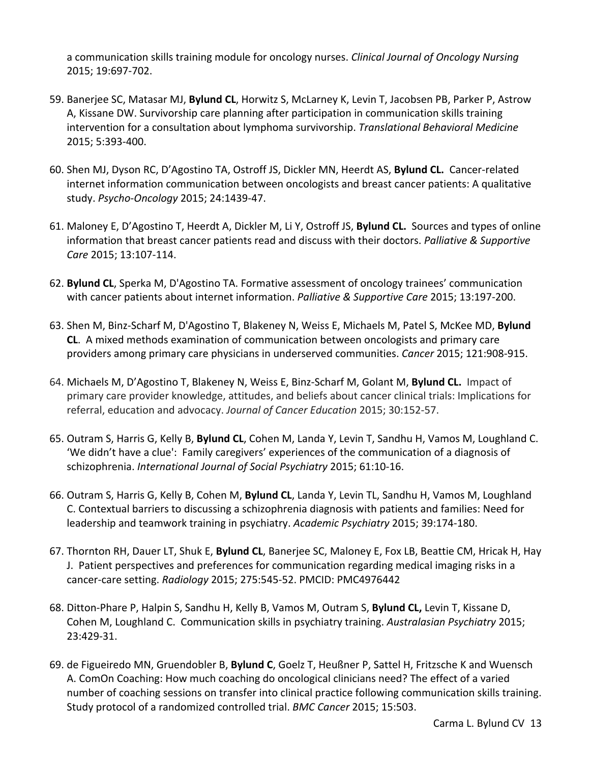a communication skills training module for oncology nurses. *Clinical Journal of Oncology Nursing* 2015; 19:697-702.

59. Banerjee SC, Matasar MJ, **Bylund CL**, Horwitz S, McLarney K, Levin T, Jacobsen PB, Parker P, Astrow A, Kissane DW. Survivorship care planning after participation in communication skills training intervention for a consultation about lymphoma survivorship. *Translational Behavioral Medicine* 2015; 5:393-400.

60. Shen MJ, Dyson RC, D'Agostino TA, Ostroff JS, Dickler MN, Heerdt AS, **Bylund CL.** Cancer-related internet information communication between oncologists and breast cancer patients: A qualitative study. *Psycho-Oncology* 2015; 24:1439-47.

61. Maloney E, D'Agostino T, Heerdt A, Dickler M, Li Y, Ostroff JS, **Bylund CL.** Sources and types of online information that breast cancer patients read and discuss with their doctors. *Palliative & Supportive Care* 2015; 13:107-114.

62. **Bylund CL**, Sperka M, D'Agostino TA. Formative assessment of oncology trainees' communication with cancer patients about internet information. *Palliative & Supportive Care* 2015; 13:197-200.

63. Shen M, Binz-Scharf M, D'Agostino T, Blakeney N, Weiss E, Michaels M, Patel S, McKee MD, **Bylund CL**. A mixed methods examination of communication between oncologists and primary care providers among primary care physicians in underserved communities. *Cancer* 2015; 121:908-915.

64. Michaels M, D'Agostino T, Blakeney N, Weiss E, Binz-Scharf M, Golant M, **Bylund CL.** Impact of primary care provider knowledge, attitudes, and beliefs about cancer clinical trials: Implications for referral, education and advocacy. *Journal of Cancer Education* 2015; 30:152-57.

65. Outram S, Harris G, Kelly B, **Bylund CL**, Cohen M, Landa Y, Levin T, Sandhu H, Vamos M, Loughland C. 'We didn't have a clue': Family caregivers' experiences of the communication of a diagnosis of schizophrenia. *International Journal of Social Psychiatry* 2015; 61:10-16.

66. Outram S, Harris G, Kelly B, Cohen M, **Bylund CL**, Landa Y, Levin TL, Sandhu H, Vamos M, Loughland C. Contextual barriers to discussing a schizophrenia diagnosis with patients and families: Need for leadership and teamwork training in psychiatry. *Academic Psychiatry* 2015; 39:174-180.

67. Thornton RH, Dauer LT, Shuk E, **Bylund CL**, Banerjee SC, Maloney E, Fox LB, Beattie CM, Hricak H, Hay J. Patient perspectives and preferences for communication regarding medical imaging risks in a cancer-care setting. *Radiology* 2015; 275:545-52. PMCID: PMC4976442

68. Ditton-Phare P, Halpin S, Sandhu H, Kelly B, Vamos M, Outram S, **Bylund CL,** Levin T, Kissane D, Cohen M, Loughland C. Communication skills in psychiatry training. *Australasian Psychiatry* 2015; 23:429-31.

69. de Figueiredo MN, Gruendobler B, **Bylund C**, Goelz T, Heußner P, Sattel H, Fritzsche K and Wuensch A. ComOn Coaching: How much coaching do oncological clinicians need? The effect of a varied number of coaching sessions on transfer into clinical practice following communication skills training. Study protocol of a randomized controlled trial. *BMC Cancer* 2015; 15:503.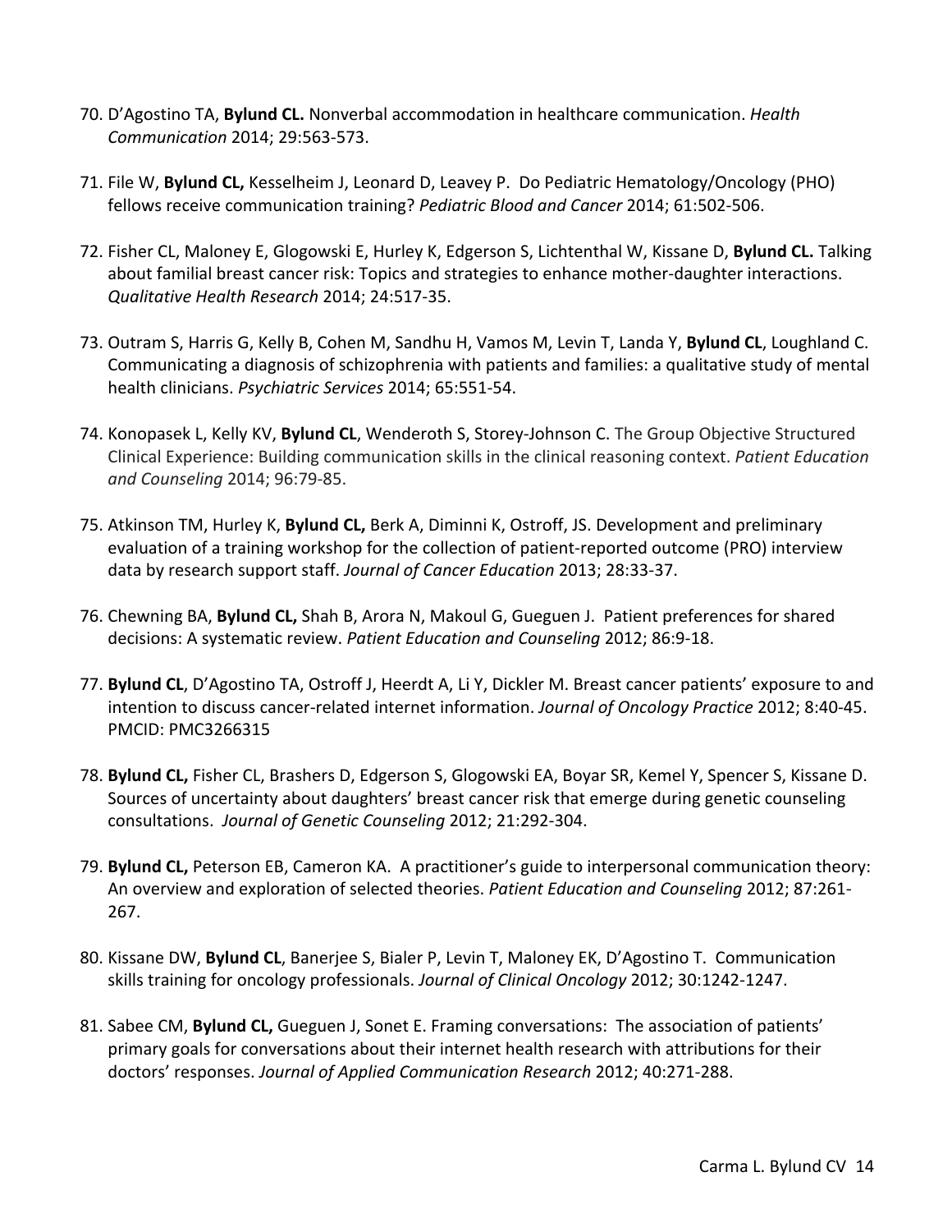70. D'Agostino TA, **Bylund CL.** Nonverbal accommodation in healthcare communication. *Health Communication* 2014; 29:563-573.

71. File W, **Bylund CL,** Kesselheim J, Leonard D, Leavey P. Do Pediatric Hematology/Oncology (PHO) fellows receive communication training? *Pediatric Blood and Cancer* 2014; 61:502-506.

72. Fisher CL, Maloney E, Glogowski E, Hurley K, Edgerson S, Lichtenthal W, Kissane D, **Bylund CL.** Talking about familial breast cancer risk: Topics and strategies to enhance mother-daughter interactions. *Qualitative Health Research* 2014; 24:517-35.

73. Outram S, Harris G, Kelly B, Cohen M, Sandhu H, Vamos M, Levin T, Landa Y, **Bylund CL**, Loughland C. Communicating a diagnosis of schizophrenia with patients and families: a qualitative study of mental health clinicians. *Psychiatric Services* 2014; 65:551-54.

74. Konopasek L, Kelly KV, **Bylund CL**, Wenderoth S, Storey-Johnson C. The Group Objective Structured Clinical Experience: Building communication skills in the clinical reasoning context. *Patient Education and Counseling* 2014; 96:79-85.

75. Atkinson TM, Hurley K, **Bylund CL,** Berk A, Diminni K, Ostroff, JS. Development and preliminary evaluation of a training workshop for the collection of patient-reported outcome (PRO) interview data by research support staff. *Journal of Cancer Education* 2013; 28:33-37.

76. Chewning BA, **Bylund CL,** Shah B, Arora N, Makoul G, Gueguen J. Patient preferences for shared decisions: A systematic review. *Patient Education and Counseling* 2012; 86:9-18.

77. **Bylund CL**, D'Agostino TA, Ostroff J, Heerdt A, Li Y, Dickler M. Breast cancer patients' exposure to and intention to discuss cancer-related internet information. *Journal of Oncology Practice* 2012; 8:40-45. PMCID: PMC3266315

78. **Bylund CL,** Fisher CL, Brashers D, Edgerson S, Glogowski EA, Boyar SR, Kemel Y, Spencer S, Kissane D. Sources of uncertainty about daughters' breast cancer risk that emerge during genetic counseling consultations. *Journal of Genetic Counseling* 2012; 21:292-304.

79. **Bylund CL,** Peterson EB, Cameron KA. A practitioner's guide to interpersonal communication theory: An overview and exploration of selected theories. *Patient Education and Counseling* 2012; 87:261-267.

80. Kissane DW, **Bylund CL**, Banerjee S, Bialer P, Levin T, Maloney EK, D'Agostino T. Communication skills training for oncology professionals. *Journal of Clinical Oncology* 2012; 30:1242-1247.

81. Sabee CM, **Bylund CL,** Gueguen J, Sonet E. Framing conversations: The association of patients' primary goals for conversations about their internet health research with attributions for their doctors' responses. *Journal of Applied Communication Research* 2012; 40:271-288.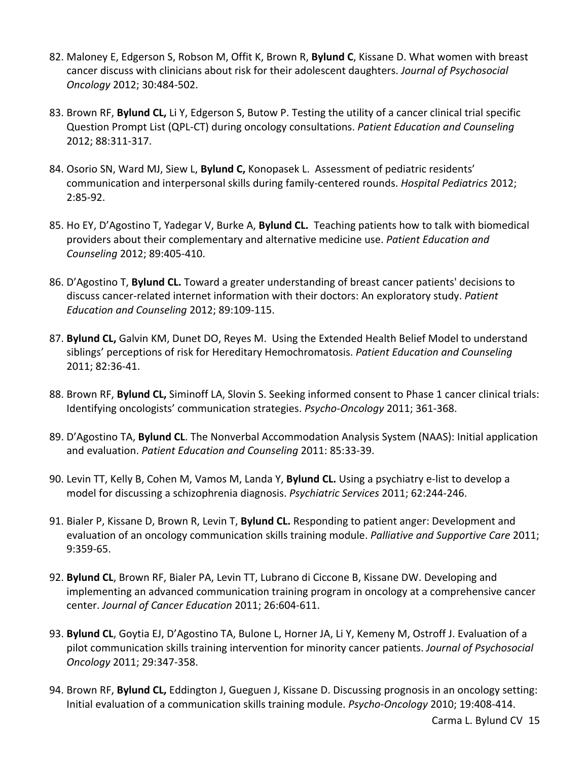82. Maloney E, Edgerson S, Robson M, Offit K, Brown R, **Bylund C**, Kissane D. What women with breast cancer discuss with clinicians about risk for their adolescent daughters. *Journal of Psychosocial Oncology* 2012; 30:484-502.

83. Brown RF, **Bylund CL,** Li Y, Edgerson S, Butow P. Testing the utility of a cancer clinical trial specific Question Prompt List (QPL-CT) during oncology consultations. *Patient Education and Counseling* 2012; 88:311-317.

84. Osorio SN, Ward MJ, Siew L, **Bylund C,** Konopasek L. Assessment of pediatric residents' communication and interpersonal skills during family-centered rounds. *Hospital Pediatrics* 2012; 2:85-92.

85. Ho EY, D'Agostino T, Yadegar V, Burke A, **Bylund CL.** Teaching patients how to talk with biomedical providers about their complementary and alternative medicine use. *Patient Education and Counseling* 2012; 89:405-410.

86. D'Agostino T, **Bylund CL.** Toward a greater understanding of breast cancer patients' decisions to discuss cancer-related internet information with their doctors: An exploratory study. *Patient Education and Counseling* 2012; 89:109-115.

87. **Bylund CL,** Galvin KM, Dunet DO, Reyes M. Using the Extended Health Belief Model to understand siblings' perceptions of risk for Hereditary Hemochromatosis. *Patient Education and Counseling* 2011; 82:36-41.

88. Brown RF, **Bylund CL,** Siminoff LA, Slovin S. Seeking informed consent to Phase 1 cancer clinical trials: Identifying oncologists' communication strategies. *Psycho-Oncology* 2011; 361-368.

89. D'Agostino TA, **Bylund CL**. The Nonverbal Accommodation Analysis System (NAAS): Initial application and evaluation. *Patient Education and Counseling* 2011: 85:33-39.

90. Levin TT, Kelly B, Cohen M, Vamos M, Landa Y, **Bylund CL.** Using a psychiatry e-list to develop a model for discussing a schizophrenia diagnosis. *Psychiatric Services* 2011; 62:244-246.

91. Bialer P, Kissane D, Brown R, Levin T, **Bylund CL.** Responding to patient anger: Development and evaluation of an oncology communication skills training module. *Palliative and Supportive Care* 2011; 9:359-65.

92. **Bylund CL**, Brown RF, Bialer PA, Levin TT, Lubrano di Ciccone B, Kissane DW. Developing and implementing an advanced communication training program in oncology at a comprehensive cancer center. *Journal of Cancer Education* 2011; 26:604-611.

93. **Bylund CL**, Goytia EJ, D'Agostino TA, Bulone L, Horner JA, Li Y, Kemeny M, Ostroff J. Evaluation of a pilot communication skills training intervention for minority cancer patients. *Journal of Psychosocial Oncology* 2011; 29:347-358.

94. Brown RF, **Bylund CL,** Eddington J, Gueguen J, Kissane D. Discussing prognosis in an oncology setting: Initial evaluation of a communication skills training module. *Psycho-Oncology* 2010; 19:408-414.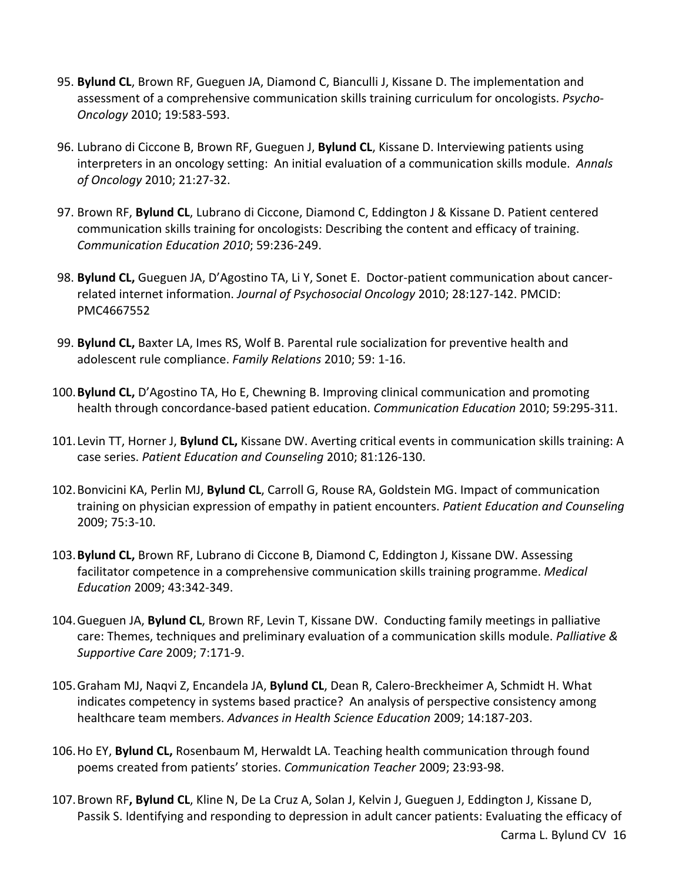95. **Bylund CL**, Brown RF, Gueguen JA, Diamond C, Bianculli J, Kissane D. The implementation and assessment of a comprehensive communication skills training curriculum for oncologists. *Psycho-Oncology* 2010; 19:583-593.

96. Lubrano di Ciccone B, Brown RF, Gueguen J, **Bylund CL**, Kissane D. Interviewing patients using interpreters in an oncology setting: An initial evaluation of a communication skills module. *Annals of Oncology* 2010; 21:27-32.

97. Brown RF, **Bylund CL**, Lubrano di Ciccone, Diamond C, Eddington J & Kissane D. Patient centered communication skills training for oncologists: Describing the content and efficacy of training. *Communication Education 2010*; 59:236-249.

98. **Bylund CL,** Gueguen JA, D'Agostino TA, Li Y, Sonet E. Doctor-patient communication about cancer-related internet information. *Journal of Psychosocial Oncology* 2010; 28:127-142. PMCID: PMC4667552

99. **Bylund CL,** Baxter LA, Imes RS, Wolf B. Parental rule socialization for preventive health and adolescent rule compliance. *Family Relations* 2010; 59: 1-16.

100. **Bylund CL,** D'Agostino TA, Ho E, Chewning B. Improving clinical communication and promoting health through concordance-based patient education. *Communication Education* 2010; 59:295-311.

101. Levin TT, Horner J, **Bylund CL,** Kissane DW. Averting critical events in communication skills training: A case series. *Patient Education and Counseling* 2010; 81:126-130.

102. Bonvicini KA, Perlin MJ, **Bylund CL**, Carroll G, Rouse RA, Goldstein MG. Impact of communication training on physician expression of empathy in patient encounters. *Patient Education and Counseling* 2009; 75:3-10.

103. **Bylund CL,** Brown RF, Lubrano di Ciccone B, Diamond C, Eddington J, Kissane DW. Assessing facilitator competence in a comprehensive communication skills training programme. *Medical Education* 2009; 43:342-349.

104. Gueguen JA, **Bylund CL**, Brown RF, Levin T, Kissane DW. Conducting family meetings in palliative care: Themes, techniques and preliminary evaluation of a communication skills module. *Palliative & Supportive Care* 2009; 7:171-9.

105. Graham MJ, Naqvi Z, Encandela JA, **Bylund CL**, Dean R, Calero-Breckheimer A, Schmidt H. What indicates competency in systems based practice? An analysis of perspective consistency among healthcare team members. *Advances in Health Science Education* 2009; 14:187-203.

106. Ho EY, **Bylund CL,** Rosenbaum M, Herwaldt LA. Teaching health communication through found poems created from patients' stories. *Communication Teacher* 2009; 23:93-98.

107. Brown RF**, Bylund CL**, Kline N, De La Cruz A, Solan J, Kelvin J, Gueguen J, Eddington J, Kissane D, Passik S. Identifying and responding to depression in adult cancer patients: Evaluating the efficacy of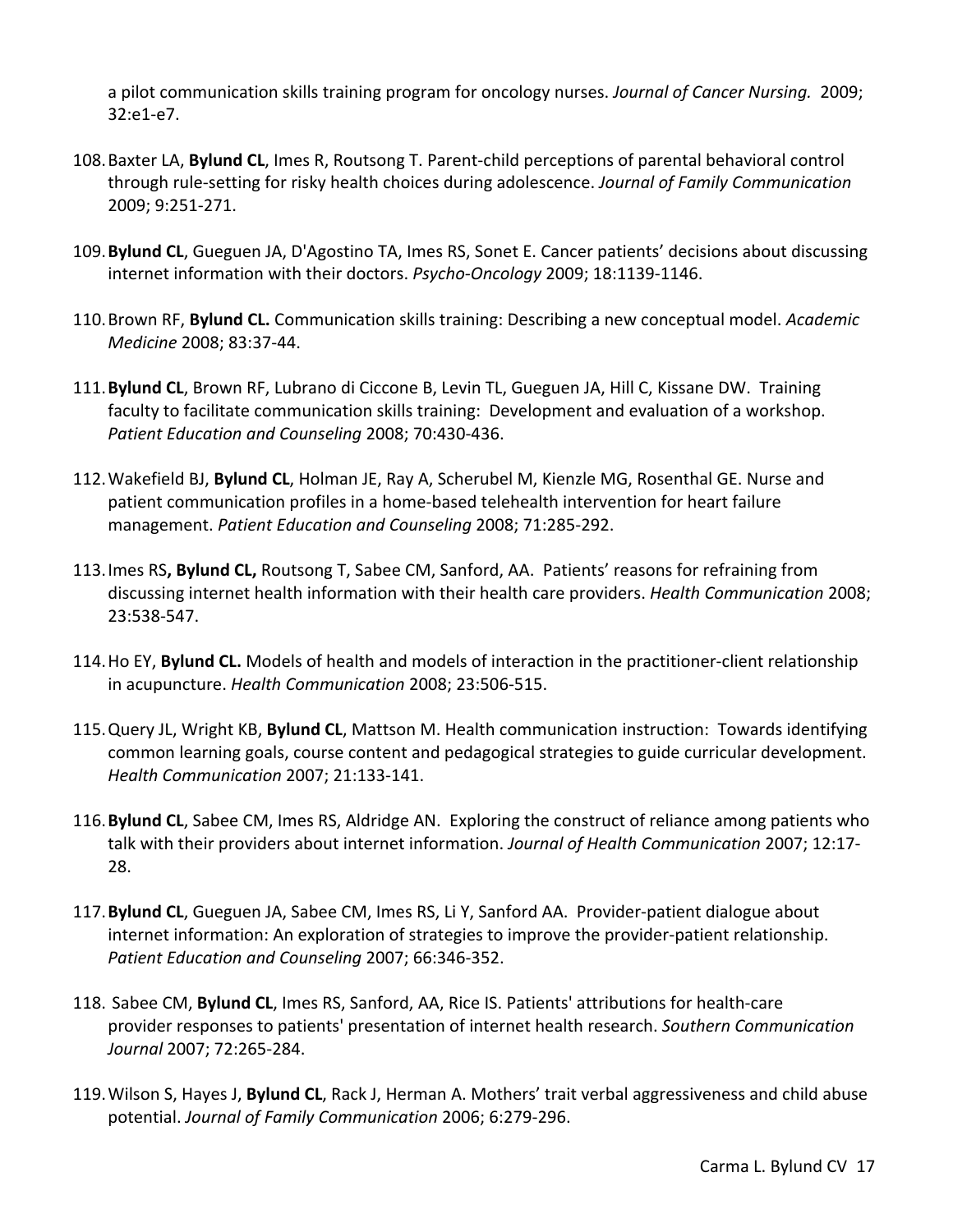a pilot communication skills training program for oncology nurses. *Journal of Cancer Nursing.* 2009; 32:e1-e7.

108. Baxter LA, **Bylund CL**, Imes R, Routsong T. Parent-child perceptions of parental behavioral control through rule-setting for risky health choices during adolescence. *Journal of Family Communication* 2009; 9:251-271.

109. **Bylund CL**, Gueguen JA, D'Agostino TA, Imes RS, Sonet E. Cancer patients' decisions about discussing internet information with their doctors. *Psycho-Oncology* 2009; 18:1139-1146.

110. Brown RF, **Bylund CL.** Communication skills training: Describing a new conceptual model. *Academic Medicine* 2008; 83:37-44.

111. **Bylund CL**, Brown RF, Lubrano di Ciccone B, Levin TL, Gueguen JA, Hill C, Kissane DW. Training faculty to facilitate communication skills training: Development and evaluation of a workshop. *Patient Education and Counseling* 2008; 70:430-436.

112. Wakefield BJ, **Bylund CL**, Holman JE, Ray A, Scherubel M, Kienzle MG, Rosenthal GE. Nurse and patient communication profiles in a home-based telehealth intervention for heart failure management. *Patient Education and Counseling* 2008; 71:285-292.

113. Imes RS**, Bylund CL,** Routsong T, Sabee CM, Sanford, AA. Patients' reasons for refraining from discussing internet health information with their health care providers. *Health Communication* 2008; 23:538-547.

114. Ho EY, **Bylund CL.** Models of health and models of interaction in the practitioner-client relationship in acupuncture. *Health Communication* 2008; 23:506-515.

115. Query JL, Wright KB, **Bylund CL**, Mattson M. Health communication instruction: Towards identifying common learning goals, course content and pedagogical strategies to guide curricular development. *Health Communication* 2007; 21:133-141.

116. **Bylund CL**, Sabee CM, Imes RS, Aldridge AN. Exploring the construct of reliance among patients who talk with their providers about internet information. *Journal of Health Communication* 2007; 12:17-28.

117. **Bylund CL**, Gueguen JA, Sabee CM, Imes RS, Li Y, Sanford AA. Provider-patient dialogue about internet information: An exploration of strategies to improve the provider-patient relationship. *Patient Education and Counseling* 2007; 66:346-352.

118. Sabee CM, **Bylund CL**, Imes RS, Sanford, AA, Rice IS. Patients' attributions for health-care provider responses to patients' presentation of internet health research. *Southern Communication Journal* 2007; 72:265-284.

119. Wilson S, Hayes J, **Bylund CL**, Rack J, Herman A. Mothers' trait verbal aggressiveness and child abuse potential. *Journal of Family Communication* 2006; 6:279-296.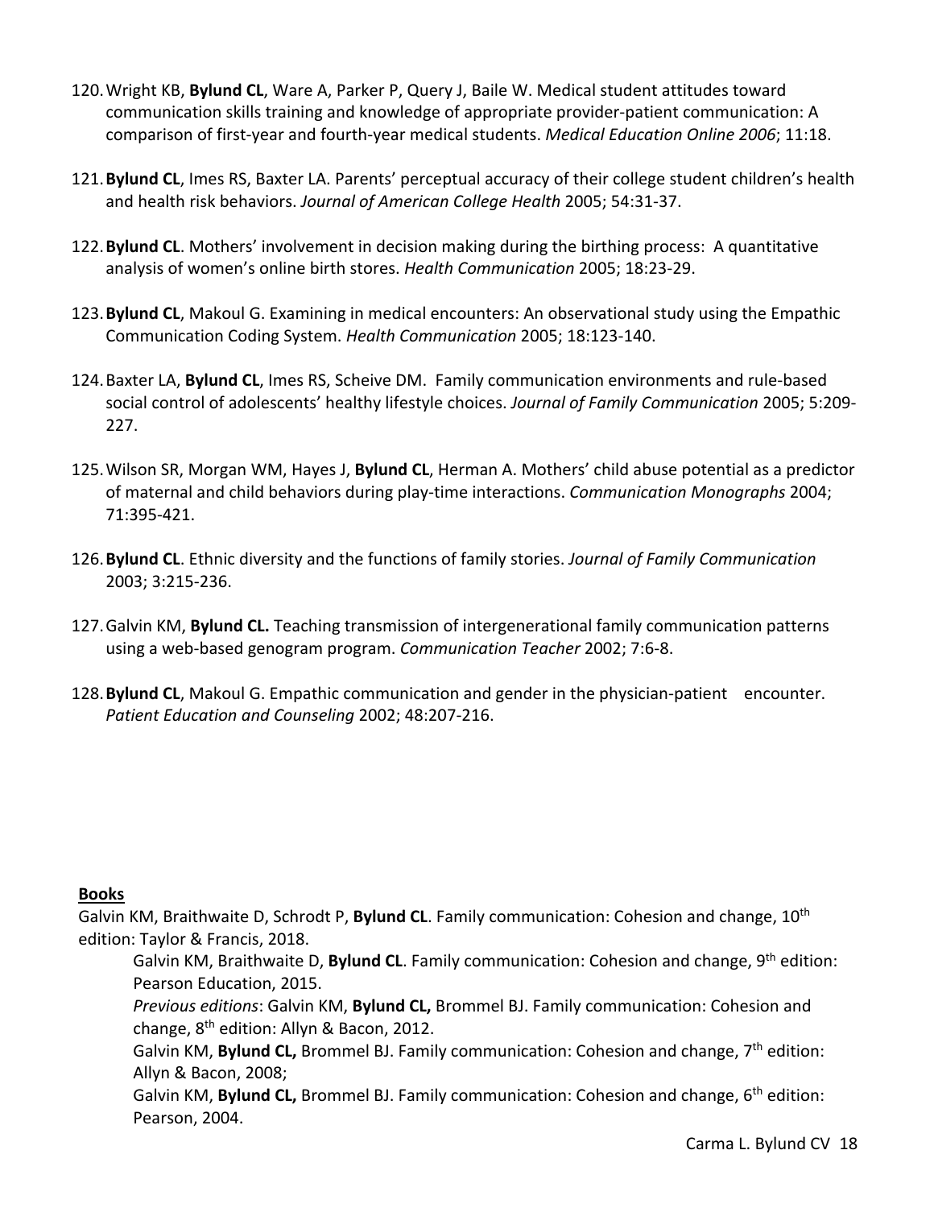120. Wright KB, **Bylund CL**, Ware A, Parker P, Query J, Baile W. Medical student attitudes toward communication skills training and knowledge of appropriate provider-patient communication: A comparison of first-year and fourth-year medical students. *Medical Education Online 2006*; 11:18.

121. **Bylund CL**, Imes RS, Baxter LA. Parents' perceptual accuracy of their college student children's health and health risk behaviors. *Journal of American College Health* 2005; 54:31-37.

122. **Bylund CL**. Mothers' involvement in decision making during the birthing process: A quantitative analysis of women's online birth stores. *Health Communication* 2005; 18:23-29.

123. **Bylund CL**, Makoul G. Examining in medical encounters: An observational study using the Empathic Communication Coding System. *Health Communication* 2005; 18:123-140.

124. Baxter LA, **Bylund CL**, Imes RS, Scheive DM. Family communication environments and rule-based social control of adolescents' healthy lifestyle choices. *Journal of Family Communication* 2005; 5:209-227.

125. Wilson SR, Morgan WM, Hayes J, **Bylund CL**, Herman A. Mothers' child abuse potential as a predictor of maternal and child behaviors during play-time interactions. *Communication Monographs* 2004; 71:395-421.

126. **Bylund CL**. Ethnic diversity and the functions of family stories. *Journal of Family Communication* 2003; 3:215-236.

127. Galvin KM, **Bylund CL.** Teaching transmission of intergenerational family communication patterns using a web-based genogram program. *Communication Teacher* 2002; 7:6-8.

128. **Bylund CL**, Makoul G. Empathic communication and gender in the physician-patient encounter. *Patient Education and Counseling* 2002; 48:207-216.

**Books**

Galvin KM, Braithwaite D, Schrodt P, **Bylund CL**. Family communication: Cohesion and change, 10th edition: Taylor & Francis, 2018.

Galvin KM, Braithwaite D, **Bylund CL**. Family communication: Cohesion and change, 9th edition: Pearson Education, 2015.

*Previous editions*: Galvin KM, **Bylund CL,** Brommel BJ. Family communication: Cohesion and change, 8th edition: Allyn & Bacon, 2012.

Galvin KM, **Bylund CL,** Brommel BJ. Family communication: Cohesion and change, 7th edition: Allyn & Bacon, 2008;

Galvin KM, **Bylund CL,** Brommel BJ. Family communication: Cohesion and change, 6th edition: Pearson, 2004.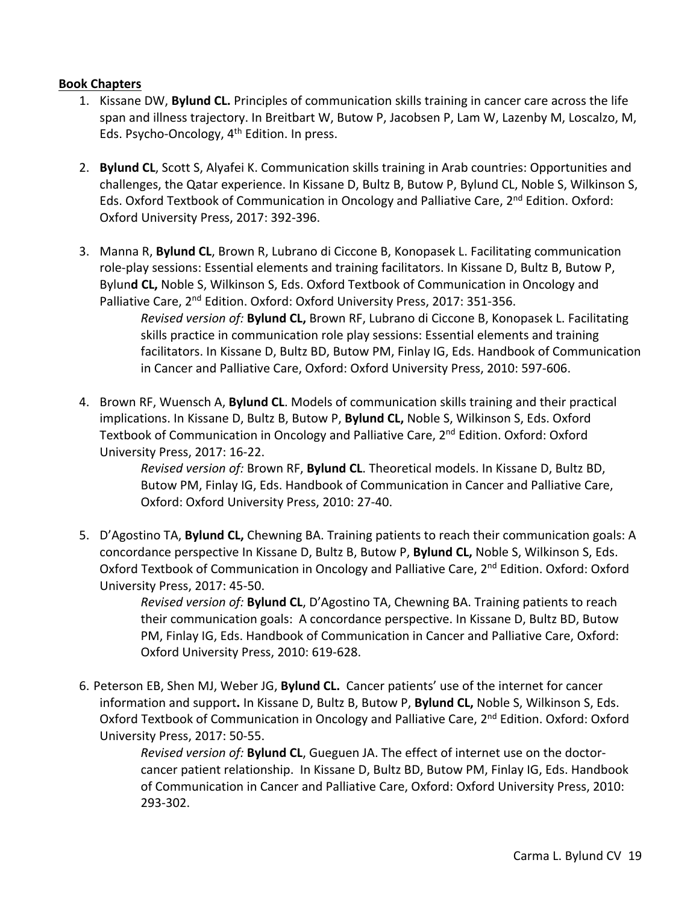**Book Chapters**

1. Kissane DW, **Bylund CL.** Principles of communication skills training in cancer care across the life span and illness trajectory. In Breitbart W, Butow P, Jacobsen P, Lam W, Lazenby M, Loscalzo, M, Eds. Psycho-Oncology, 4th Edition. In press.

2. **Bylund CL**, Scott S, Alyafei K. Communication skills training in Arab countries: Opportunities and challenges, the Qatar experience. In Kissane D, Bultz B, Butow P, Bylund CL, Noble S, Wilkinson S, Eds. Oxford Textbook of Communication in Oncology and Palliative Care, 2nd Edition. Oxford: Oxford University Press, 2017: 392-396.

3. Manna R, **Bylund CL**, Brown R, Lubrano di Ciccone B, Konopasek L. Facilitating communication role-play sessions: Essential elements and training facilitators. In Kissane D, Bultz B, Butow P, Bylun**d CL,** Noble S, Wilkinson S, Eds. Oxford Textbook of Communication in Oncology and Palliative Care, 2nd Edition. Oxford: Oxford University Press, 2017: 351-356.

   *Revised version of:* **Bylund CL,** Brown RF, Lubrano di Ciccone B, Konopasek L. Facilitating skills practice in communication role play sessions: Essential elements and training facilitators. In Kissane D, Bultz BD, Butow PM, Finlay IG, Eds. Handbook of Communication in Cancer and Palliative Care, Oxford: Oxford University Press, 2010: 597-606.

4. Brown RF, Wuensch A, **Bylund CL**. Models of communication skills training and their practical implications. In Kissane D, Bultz B, Butow P, **Bylund CL,** Noble S, Wilkinson S, Eds. Oxford Textbook of Communication in Oncology and Palliative Care, 2nd Edition. Oxford: Oxford University Press, 2017: 16-22.

   *Revised version of:* Brown RF, **Bylund CL**. Theoretical models. In Kissane D, Bultz BD, Butow PM, Finlay IG, Eds. Handbook of Communication in Cancer and Palliative Care, Oxford: Oxford University Press, 2010: 27-40.

5. D'Agostino TA, **Bylund CL,** Chewning BA. Training patients to reach their communication goals: A concordance perspective In Kissane D, Bultz B, Butow P, **Bylund CL,** Noble S, Wilkinson S, Eds. Oxford Textbook of Communication in Oncology and Palliative Care, 2nd Edition. Oxford: Oxford University Press, 2017: 45-50.

   *Revised version of:* **Bylund CL**, D'Agostino TA, Chewning BA. Training patients to reach their communication goals: A concordance perspective. In Kissane D, Bultz BD, Butow PM, Finlay IG, Eds. Handbook of Communication in Cancer and Palliative Care, Oxford: Oxford University Press, 2010: 619-628.

6. Peterson EB, Shen MJ, Weber JG, **Bylund CL.** Cancer patients' use of the internet for cancer information and support**.** In Kissane D, Bultz B, Butow P, **Bylund CL,** Noble S, Wilkinson S, Eds. Oxford Textbook of Communication in Oncology and Palliative Care, 2nd Edition. Oxford: Oxford University Press, 2017: 50-55.

   *Revised version of:* **Bylund CL**, Gueguen JA. The effect of internet use on the doctor-cancer patient relationship. In Kissane D, Bultz BD, Butow PM, Finlay IG, Eds. Handbook of Communication in Cancer and Palliative Care, Oxford: Oxford University Press, 2010: 293-302.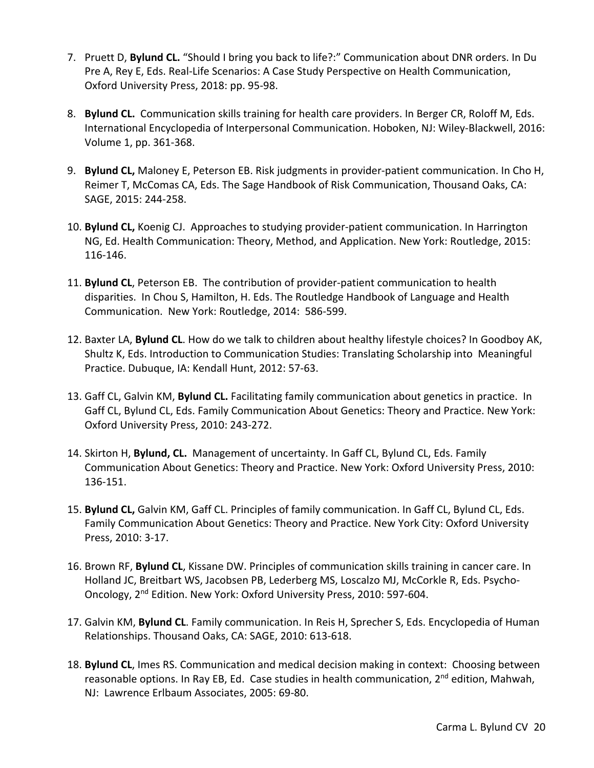7. Pruett D, **Bylund CL.** "Should I bring you back to life?:" Communication about DNR orders. In Du Pre A, Rey E, Eds. Real-Life Scenarios: A Case Study Perspective on Health Communication, Oxford University Press, 2018: pp. 95-98.

8. **Bylund CL.** Communication skills training for health care providers. In Berger CR, Roloff M, Eds. International Encyclopedia of Interpersonal Communication. Hoboken, NJ: Wiley-Blackwell, 2016: Volume 1, pp. 361-368.

9. **Bylund CL,** Maloney E, Peterson EB. Risk judgments in provider-patient communication. In Cho H, Reimer T, McComas CA, Eds. The Sage Handbook of Risk Communication, Thousand Oaks, CA: SAGE, 2015: 244-258.

10. **Bylund CL,** Koenig CJ. Approaches to studying provider-patient communication. In Harrington NG, Ed. Health Communication: Theory, Method, and Application. New York: Routledge, 2015: 116-146.

11. **Bylund CL**, Peterson EB. The contribution of provider-patient communication to health disparities. In Chou S, Hamilton, H. Eds. The Routledge Handbook of Language and Health Communication. New York: Routledge, 2014: 586-599.

12. Baxter LA, **Bylund CL**. How do we talk to children about healthy lifestyle choices? In Goodboy AK, Shultz K, Eds. Introduction to Communication Studies: Translating Scholarship into Meaningful Practice. Dubuque, IA: Kendall Hunt, 2012: 57-63.

13. Gaff CL, Galvin KM, **Bylund CL.** Facilitating family communication about genetics in practice. In Gaff CL, Bylund CL, Eds. Family Communication About Genetics: Theory and Practice. New York: Oxford University Press, 2010: 243-272.

14. Skirton H, **Bylund, CL.** Management of uncertainty. In Gaff CL, Bylund CL, Eds. Family Communication About Genetics: Theory and Practice. New York: Oxford University Press, 2010: 136-151.

15. **Bylund CL,** Galvin KM, Gaff CL. Principles of family communication. In Gaff CL, Bylund CL, Eds. Family Communication About Genetics: Theory and Practice. New York City: Oxford University Press, 2010: 3-17.

16. Brown RF, **Bylund CL**, Kissane DW. Principles of communication skills training in cancer care. In Holland JC, Breitbart WS, Jacobsen PB, Lederberg MS, Loscalzo MJ, McCorkle R, Eds. Psycho-Oncology, 2nd Edition. New York: Oxford University Press, 2010: 597-604.

17. Galvin KM, **Bylund CL**. Family communication. In Reis H, Sprecher S, Eds. Encyclopedia of Human Relationships. Thousand Oaks, CA: SAGE, 2010: 613-618.

18. **Bylund CL**, Imes RS. Communication and medical decision making in context: Choosing between reasonable options. In Ray EB, Ed. Case studies in health communication, 2nd edition, Mahwah, NJ: Lawrence Erlbaum Associates, 2005: 69-80.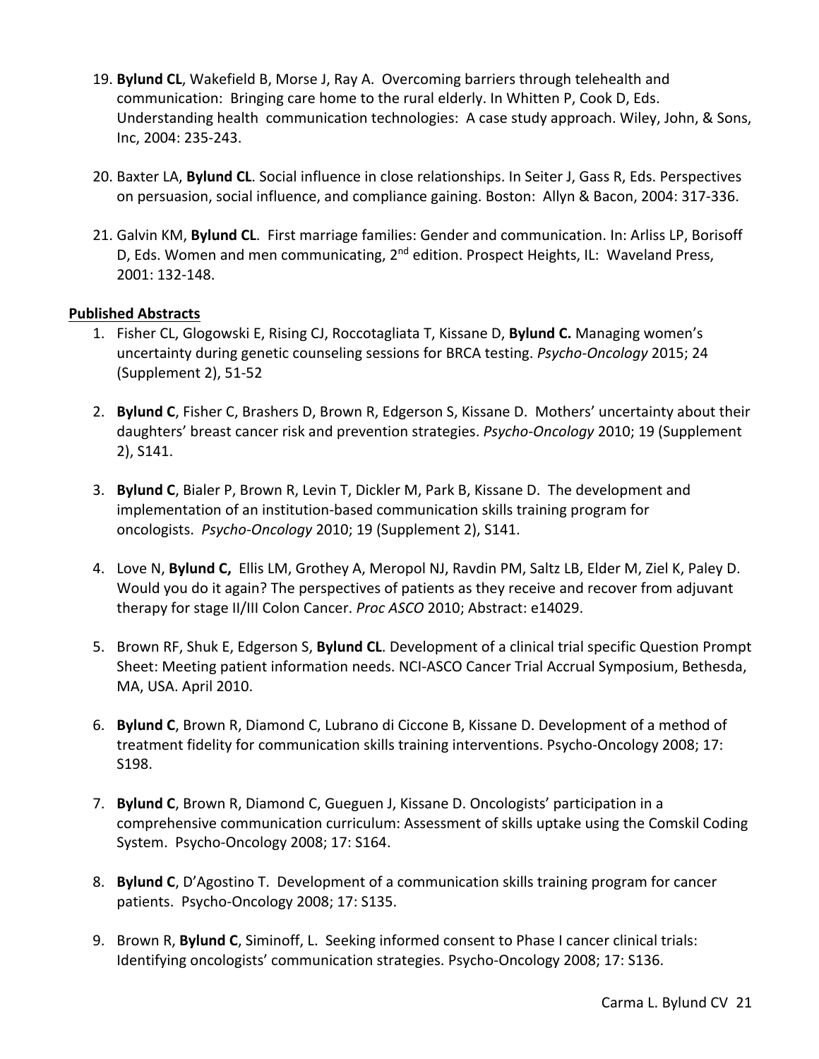19. **Bylund CL**, Wakefield B, Morse J, Ray A. Overcoming barriers through telehealth and communication: Bringing care home to the rural elderly. In Whitten P, Cook D, Eds. Understanding health communication technologies: A case study approach. Wiley, John, & Sons, Inc, 2004: 235-243.

20. Baxter LA, **Bylund CL**. Social influence in close relationships. In Seiter J, Gass R, Eds. Perspectives on persuasion, social influence, and compliance gaining. Boston: Allyn & Bacon, 2004: 317-336.

21. Galvin KM, **Bylund CL**. First marriage families: Gender and communication. In: Arliss LP, Borisoff D, Eds. Women and men communicating, 2nd edition. Prospect Heights, IL: Waveland Press, 2001: 132-148.

**Published Abstracts**

1. Fisher CL, Glogowski E, Rising CJ, Roccotagliata T, Kissane D, **Bylund C.** Managing women's uncertainty during genetic counseling sessions for BRCA testing. *Psycho-Oncology* 2015; 24 (Supplement 2), 51-52

2. **Bylund C**, Fisher C, Brashers D, Brown R, Edgerson S, Kissane D. Mothers' uncertainty about their daughters' breast cancer risk and prevention strategies. *Psycho-Oncology* 2010; 19 (Supplement 2), S141.

3. **Bylund C**, Bialer P, Brown R, Levin T, Dickler M, Park B, Kissane D. The development and implementation of an institution-based communication skills training program for oncologists. *Psycho-Oncology* 2010; 19 (Supplement 2), S141.

4. Love N, **Bylund C,** Ellis LM, Grothey A, Meropol NJ, Ravdin PM, Saltz LB, Elder M, Ziel K, Paley D. Would you do it again? The perspectives of patients as they receive and recover from adjuvant therapy for stage II/III Colon Cancer. *Proc ASCO* 2010; Abstract: e14029.

5. Brown RF, Shuk E, Edgerson S, **Bylund CL**. Development of a clinical trial specific Question Prompt Sheet: Meeting patient information needs. NCI-ASCO Cancer Trial Accrual Symposium, Bethesda, MA, USA. April 2010.

6. **Bylund C**, Brown R, Diamond C, Lubrano di Ciccone B, Kissane D. Development of a method of treatment fidelity for communication skills training interventions. Psycho-Oncology 2008; 17: S198.

7. **Bylund C**, Brown R, Diamond C, Gueguen J, Kissane D. Oncologists' participation in a comprehensive communication curriculum: Assessment of skills uptake using the Comskil Coding System. Psycho-Oncology 2008; 17: S164.

8. **Bylund C**, D'Agostino T. Development of a communication skills training program for cancer patients. Psycho-Oncology 2008; 17: S135.

9. Brown R, **Bylund C**, Siminoff, L. Seeking informed consent to Phase I cancer clinical trials: Identifying oncologists' communication strategies. Psycho-Oncology 2008; 17: S136.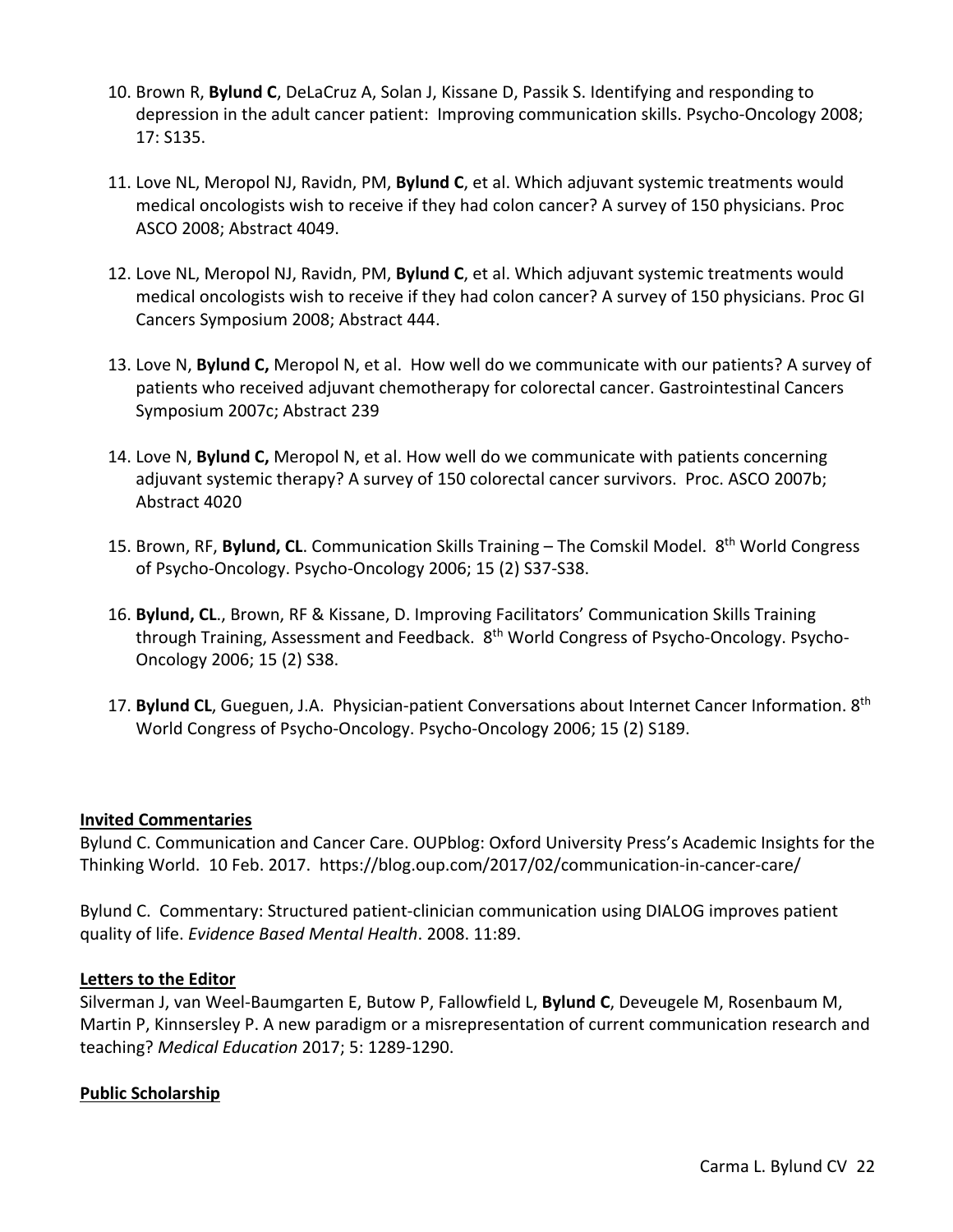10. Brown R, **Bylund C**, DeLaCruz A, Solan J, Kissane D, Passik S. Identifying and responding to depression in the adult cancer patient: Improving communication skills. Psycho-Oncology 2008; 17: S135.

11. Love NL, Meropol NJ, Ravidn, PM, **Bylund C**, et al. Which adjuvant systemic treatments would medical oncologists wish to receive if they had colon cancer? A survey of 150 physicians. Proc ASCO 2008; Abstract 4049.

12. Love NL, Meropol NJ, Ravidn, PM, **Bylund C**, et al. Which adjuvant systemic treatments would medical oncologists wish to receive if they had colon cancer? A survey of 150 physicians. Proc GI Cancers Symposium 2008; Abstract 444.

13. Love N, **Bylund C,** Meropol N, et al. How well do we communicate with our patients? A survey of patients who received adjuvant chemotherapy for colorectal cancer. Gastrointestinal Cancers Symposium 2007c; Abstract 239

14. Love N, **Bylund C,** Meropol N, et al. How well do we communicate with patients concerning adjuvant systemic therapy? A survey of 150 colorectal cancer survivors. Proc. ASCO 2007b; Abstract 4020

15. Brown, RF, **Bylund, CL**. Communication Skills Training – The Comskil Model. 8th World Congress of Psycho-Oncology. Psycho-Oncology 2006; 15 (2) S37-S38.

16. **Bylund, CL**., Brown, RF & Kissane, D. Improving Facilitators' Communication Skills Training through Training, Assessment and Feedback. 8th World Congress of Psycho-Oncology. Psycho-Oncology 2006; 15 (2) S38.

17. **Bylund CL**, Gueguen, J.A. Physician-patient Conversations about Internet Cancer Information. 8th World Congress of Psycho-Oncology. Psycho-Oncology 2006; 15 (2) S189.

**Invited Commentaries**

Bylund C. Communication and Cancer Care. OUPblog: Oxford University Press's Academic Insights for the Thinking World. 10 Feb. 2017. https://blog.oup.com/2017/02/communication-in-cancer-care/

Bylund C. Commentary: Structured patient-clinician communication using DIALOG improves patient quality of life. *Evidence Based Mental Health*. 2008. 11:89.

**Letters to the Editor**

Silverman J, van Weel-Baumgarten E, Butow P, Fallowfield L, **Bylund C**, Deveugele M, Rosenbaum M, Martin P, Kinnersley P. A new paradigm or a misrepresentation of current communication research and teaching? *Medical Education* 2017; 5: 1289-1290.

**Public Scholarship**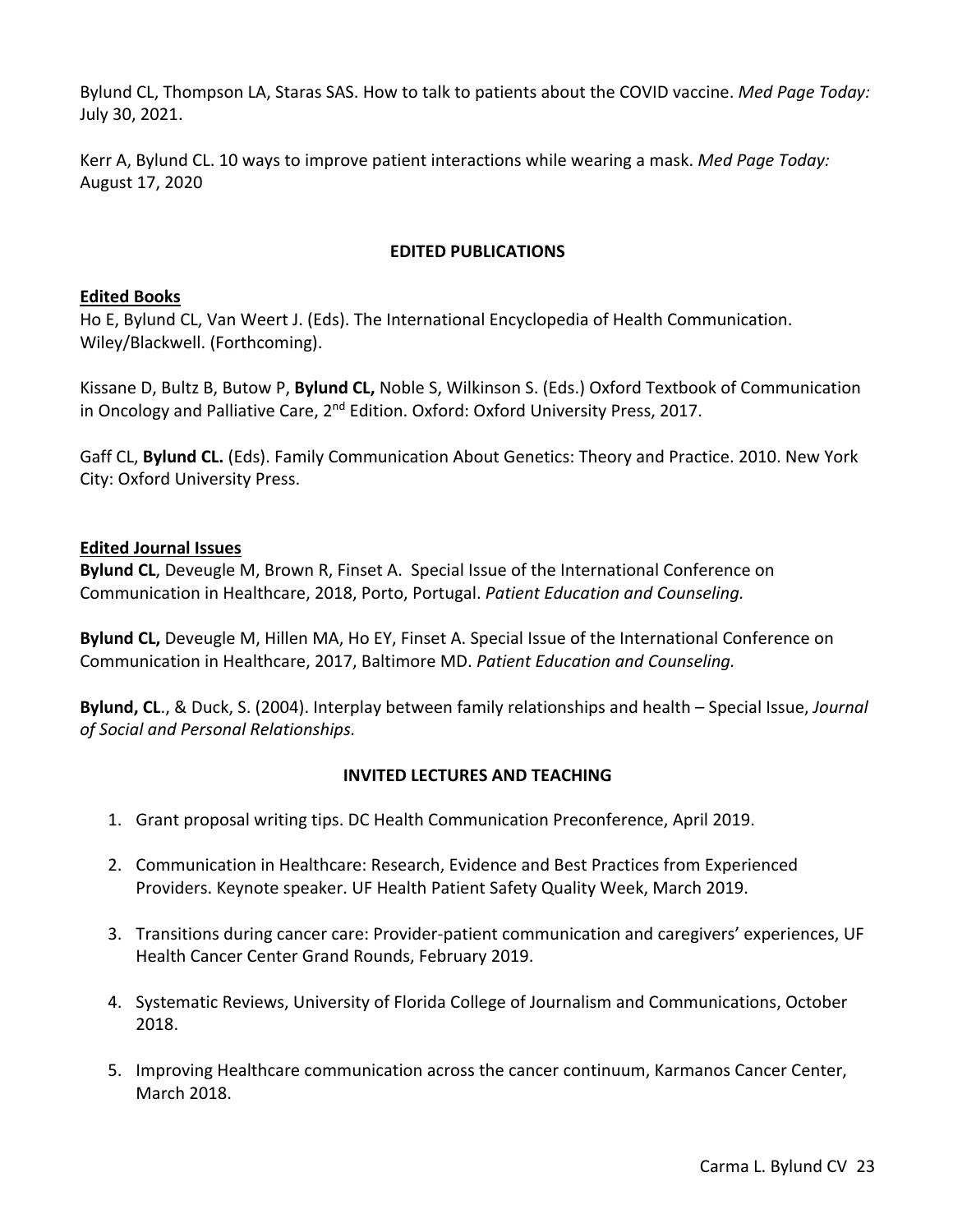Bylund CL, Thompson LA, Staras SAS. How to talk to patients about the COVID vaccine. *Med Page Today:* July 30, 2021.

Kerr A, Bylund CL. 10 ways to improve patient interactions while wearing a mask. *Med Page Today:* August 17, 2020

## EDITED PUBLICATIONS

### Edited Books

Ho E, Bylund CL, Van Weert J. (Eds). The International Encyclopedia of Health Communication. Wiley/Blackwell. (Forthcoming).

Kissane D, Bultz B, Butow P, **Bylund CL,** Noble S, Wilkinson S. (Eds.) Oxford Textbook of Communication in Oncology and Palliative Care, 2nd Edition. Oxford: Oxford University Press, 2017.

Gaff CL, **Bylund CL.** (Eds). Family Communication About Genetics: Theory and Practice. 2010. New York City: Oxford University Press.

### Edited Journal Issues

**Bylund CL**, Deveugle M, Brown R, Finset A. Special Issue of the International Conference on Communication in Healthcare, 2018, Porto, Portugal. *Patient Education and Counseling.*

**Bylund CL,** Deveugle M, Hillen MA, Ho EY, Finset A. Special Issue of the International Conference on Communication in Healthcare, 2017, Baltimore MD. *Patient Education and Counseling.*

**Bylund, CL**., & Duck, S. (2004). Interplay between family relationships and health – Special Issue, *Journal of Social and Personal Relationships.*

## INVITED LECTURES AND TEACHING

1. Grant proposal writing tips. DC Health Communication Preconference, April 2019.

2. Communication in Healthcare: Research, Evidence and Best Practices from Experienced Providers. Keynote speaker. UF Health Patient Safety Quality Week, March 2019.

3. Transitions during cancer care: Provider-patient communication and caregivers' experiences, UF Health Cancer Center Grand Rounds, February 2019.

4. Systematic Reviews, University of Florida College of Journalism and Communications, October 2018.

5. Improving Healthcare communication across the cancer continuum, Karmanos Cancer Center, March 2018.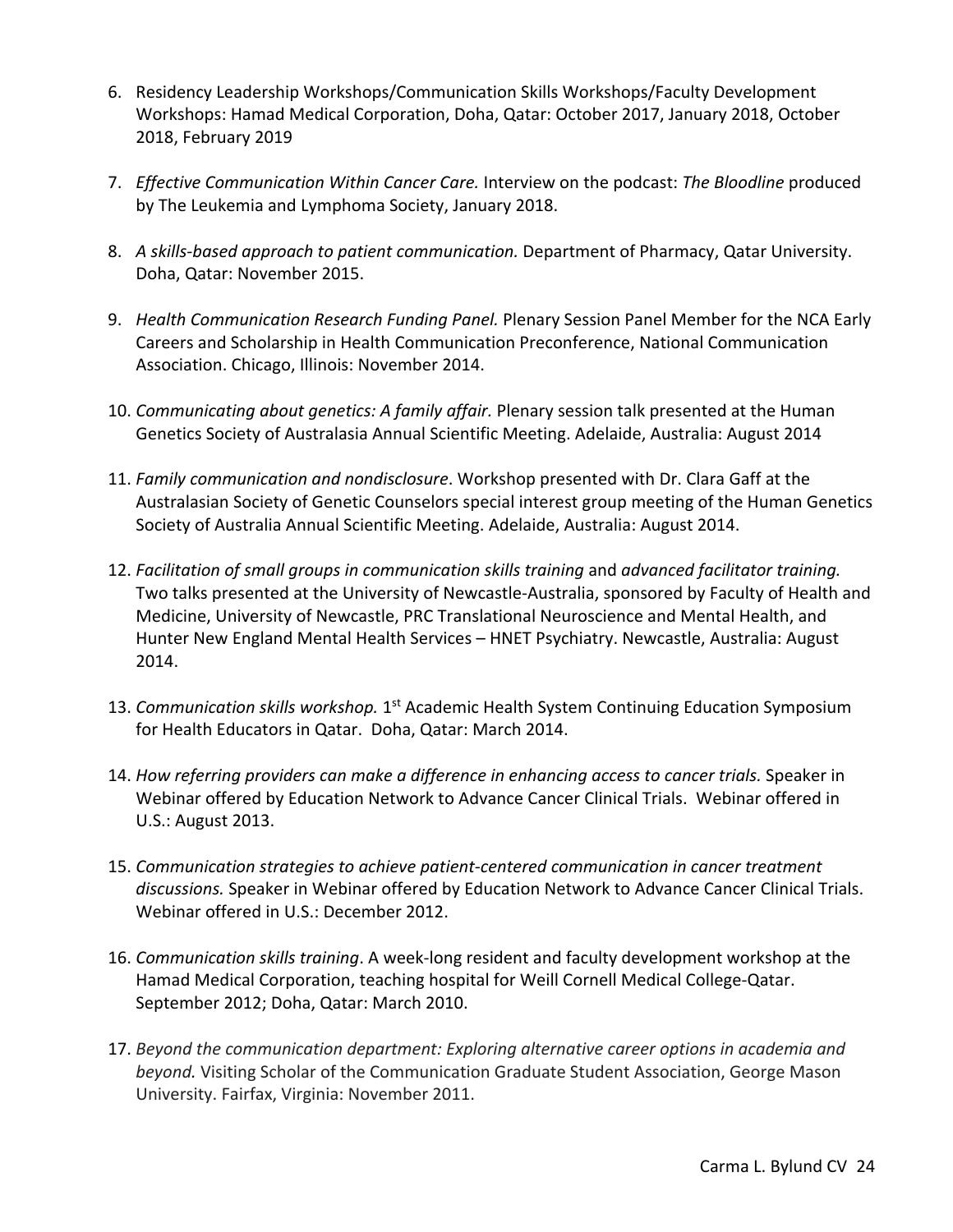6. Residency Leadership Workshops/Communication Skills Workshops/Faculty Development Workshops: Hamad Medical Corporation, Doha, Qatar: October 2017, January 2018, October 2018, February 2019

7. *Effective Communication Within Cancer Care.* Interview on the podcast: *The Bloodline* produced by The Leukemia and Lymphoma Society, January 2018.

8. *A skills-based approach to patient communication.* Department of Pharmacy, Qatar University. Doha, Qatar: November 2015.

9. *Health Communication Research Funding Panel.* Plenary Session Panel Member for the NCA Early Careers and Scholarship in Health Communication Preconference, National Communication Association. Chicago, Illinois: November 2014.

10. *Communicating about genetics: A family affair.* Plenary session talk presented at the Human Genetics Society of Australasia Annual Scientific Meeting. Adelaide, Australia: August 2014

11. *Family communication and nondisclosure*. Workshop presented with Dr. Clara Gaff at the Australasian Society of Genetic Counselors special interest group meeting of the Human Genetics Society of Australia Annual Scientific Meeting. Adelaide, Australia: August 2014.

12. *Facilitation of small groups in communication skills training* and *advanced facilitator training.* Two talks presented at the University of Newcastle-Australia, sponsored by Faculty of Health and Medicine, University of Newcastle, PRC Translational Neuroscience and Mental Health, and Hunter New England Mental Health Services – HNET Psychiatry. Newcastle, Australia: August 2014.

13. *Communication skills workshop.* 1st Academic Health System Continuing Education Symposium for Health Educators in Qatar. Doha, Qatar: March 2014.

14. *How referring providers can make a difference in enhancing access to cancer trials.* Speaker in Webinar offered by Education Network to Advance Cancer Clinical Trials. Webinar offered in U.S.: August 2013.

15. *Communication strategies to achieve patient-centered communication in cancer treatment discussions.* Speaker in Webinar offered by Education Network to Advance Cancer Clinical Trials. Webinar offered in U.S.: December 2012.

16. *Communication skills training*. A week-long resident and faculty development workshop at the Hamad Medical Corporation, teaching hospital for Weill Cornell Medical College-Qatar. September 2012; Doha, Qatar: March 2010.

17. *Beyond the communication department: Exploring alternative career options in academia and beyond.* Visiting Scholar of the Communication Graduate Student Association, George Mason University. Fairfax, Virginia: November 2011.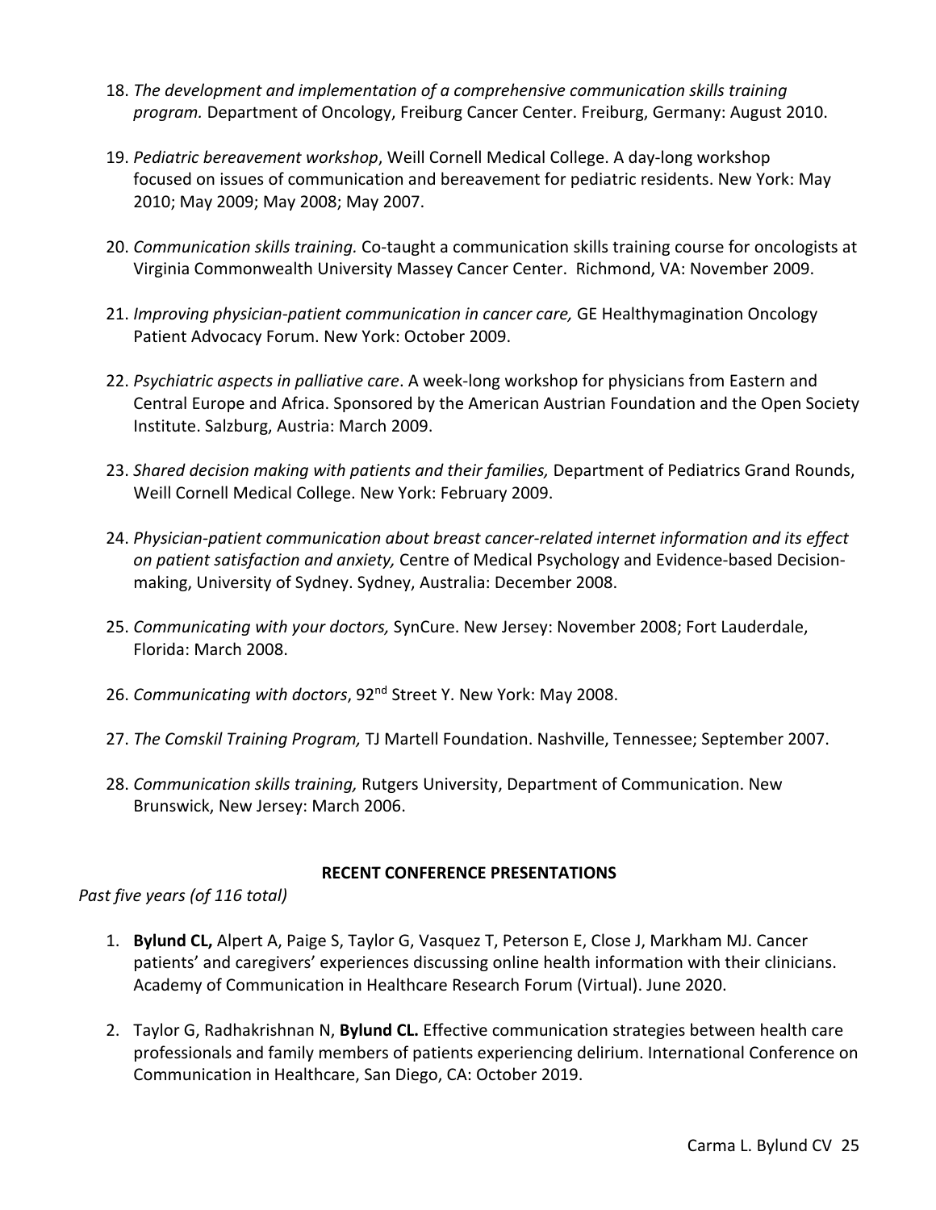18. *The development and implementation of a comprehensive communication skills training program.* Department of Oncology, Freiburg Cancer Center. Freiburg, Germany: August 2010.

19. *Pediatric bereavement workshop*, Weill Cornell Medical College. A day-long workshop focused on issues of communication and bereavement for pediatric residents. New York: May 2010; May 2009; May 2008; May 2007.

20. *Communication skills training.* Co-taught a communication skills training course for oncologists at Virginia Commonwealth University Massey Cancer Center. Richmond, VA: November 2009.

21. *Improving physician-patient communication in cancer care,* GE Healthymagination Oncology Patient Advocacy Forum. New York: October 2009.

22. *Psychiatric aspects in palliative care*. A week-long workshop for physicians from Eastern and Central Europe and Africa. Sponsored by the American Austrian Foundation and the Open Society Institute. Salzburg, Austria: March 2009.

23. *Shared decision making with patients and their families,* Department of Pediatrics Grand Rounds, Weill Cornell Medical College. New York: February 2009.

24. *Physician-patient communication about breast cancer-related internet information and its effect on patient satisfaction and anxiety,* Centre of Medical Psychology and Evidence-based Decision-making, University of Sydney. Sydney, Australia: December 2008.

25. *Communicating with your doctors,* SynCure. New Jersey: November 2008; Fort Lauderdale, Florida: March 2008.

26. *Communicating with doctors*, 92nd Street Y. New York: May 2008.

27. *The Comskil Training Program,* TJ Martell Foundation. Nashville, Tennessee; September 2007.

28. *Communication skills training,* Rutgers University, Department of Communication. New Brunswick, New Jersey: March 2006.

## RECENT CONFERENCE PRESENTATIONS

*Past five years (of 116 total)*

1. **Bylund CL,** Alpert A, Paige S, Taylor G, Vasquez T, Peterson E, Close J, Markham MJ. Cancer patients' and caregivers' experiences discussing online health information with their clinicians. Academy of Communication in Healthcare Research Forum (Virtual). June 2020.

2. Taylor G, Radhakrishnan N, **Bylund CL.** Effective communication strategies between health care professionals and family members of patients experiencing delirium. International Conference on Communication in Healthcare, San Diego, CA: October 2019.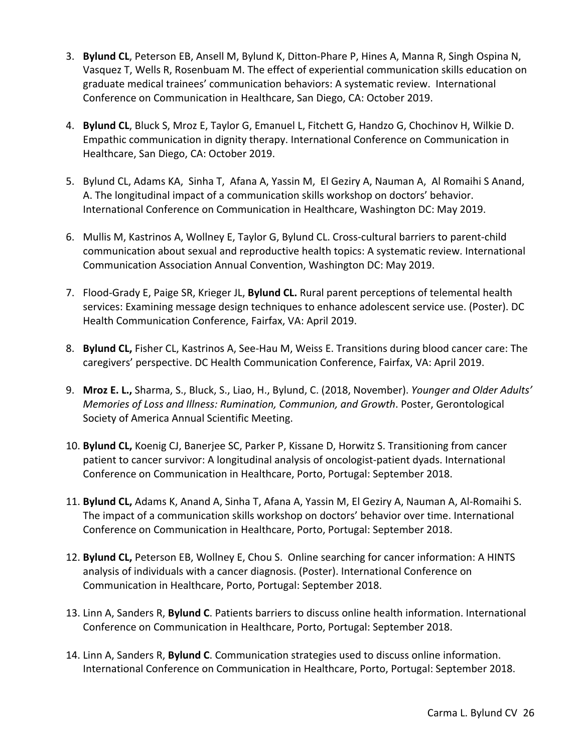3. **Bylund CL**, Peterson EB, Ansell M, Bylund K, Ditton-Phare P, Hines A, Manna R, Singh Ospina N, Vasquez T, Wells R, Rosenbuam M. The effect of experiential communication skills education on graduate medical trainees' communication behaviors: A systematic review. International Conference on Communication in Healthcare, San Diego, CA: October 2019.

4. **Bylund CL**, Bluck S, Mroz E, Taylor G, Emanuel L, Fitchett G, Handzo G, Chochinov H, Wilkie D. Empathic communication in dignity therapy. International Conference on Communication in Healthcare, San Diego, CA: October 2019.

5. Bylund CL, Adams KA, Sinha T, Afana A, Yassin M, El Geziry A, Nauman A, Al Romaihi S Anand, A. The longitudinal impact of a communication skills workshop on doctors' behavior. International Conference on Communication in Healthcare, Washington DC: May 2019.

6. Mullis M, Kastrinos A, Wollney E, Taylor G, Bylund CL. Cross-cultural barriers to parent-child communication about sexual and reproductive health topics: A systematic review. International Communication Association Annual Convention, Washington DC: May 2019.

7. Flood-Grady E, Paige SR, Krieger JL, **Bylund CL.** Rural parent perceptions of telemental health services: Examining message design techniques to enhance adolescent service use. (Poster). DC Health Communication Conference, Fairfax, VA: April 2019.

8. **Bylund CL,** Fisher CL, Kastrinos A, See-Hau M, Weiss E. Transitions during blood cancer care: The caregivers' perspective. DC Health Communication Conference, Fairfax, VA: April 2019.

9. **Mroz E. L.,** Sharma, S., Bluck, S., Liao, H., Bylund, C. (2018, November). *Younger and Older Adults' Memories of Loss and Illness: Rumination, Communion, and Growth*. Poster, Gerontological Society of America Annual Scientific Meeting.

10. **Bylund CL,** Koenig CJ, Banerjee SC, Parker P, Kissane D, Horwitz S. Transitioning from cancer patient to cancer survivor: A longitudinal analysis of oncologist-patient dyads. International Conference on Communication in Healthcare, Porto, Portugal: September 2018.

11. **Bylund CL,** Adams K, Anand A, Sinha T, Afana A, Yassin M, El Geziry A, Nauman A, Al-Romaihi S. The impact of a communication skills workshop on doctors' behavior over time. International Conference on Communication in Healthcare, Porto, Portugal: September 2018.

12. **Bylund CL,** Peterson EB, Wollney E, Chou S. Online searching for cancer information: A HINTS analysis of individuals with a cancer diagnosis. (Poster). International Conference on Communication in Healthcare, Porto, Portugal: September 2018.

13. Linn A, Sanders R, **Bylund C**. Patients barriers to discuss online health information. International Conference on Communication in Healthcare, Porto, Portugal: September 2018.

14. Linn A, Sanders R, **Bylund C**. Communication strategies used to discuss online information. International Conference on Communication in Healthcare, Porto, Portugal: September 2018.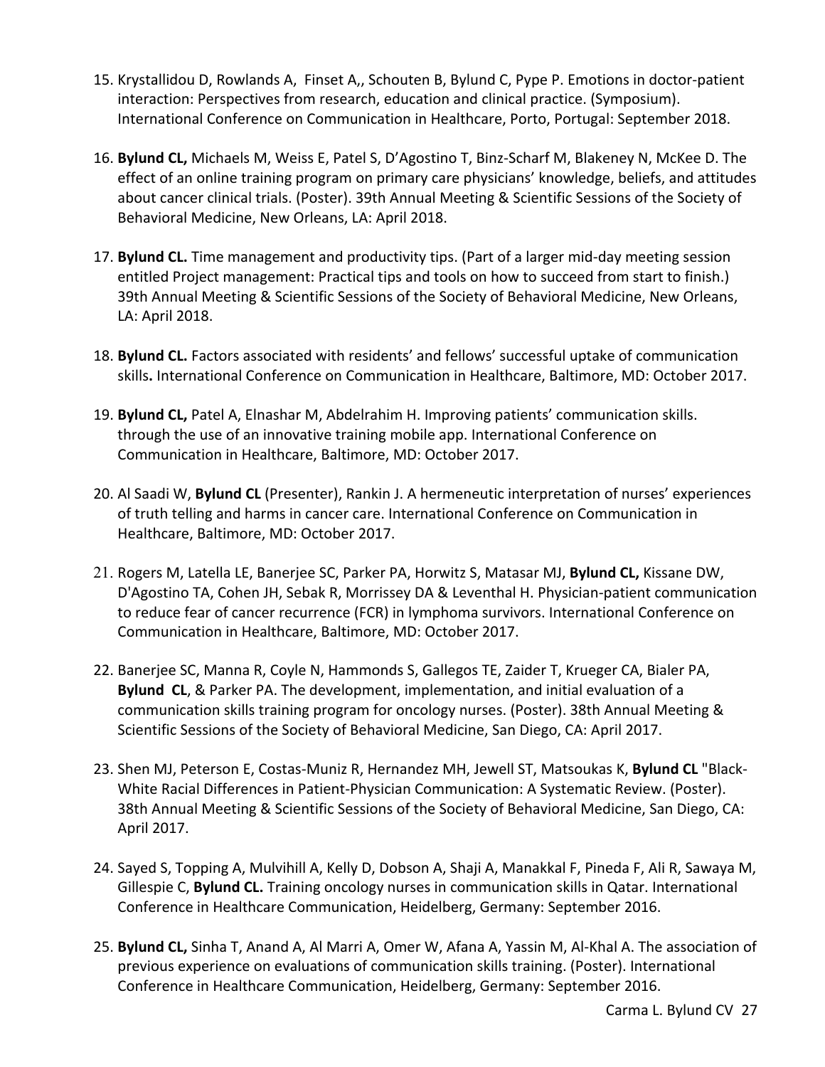15. Krystallidou D, Rowlands A, Finset A,, Schouten B, Bylund C, Pype P. Emotions in doctor-patient interaction: Perspectives from research, education and clinical practice. (Symposium). International Conference on Communication in Healthcare, Porto, Portugal: September 2018.

16. **Bylund CL,** Michaels M, Weiss E, Patel S, D'Agostino T, Binz-Scharf M, Blakeney N, McKee D. The effect of an online training program on primary care physicians' knowledge, beliefs, and attitudes about cancer clinical trials. (Poster). 39th Annual Meeting & Scientific Sessions of the Society of Behavioral Medicine, New Orleans, LA: April 2018.

17. **Bylund CL.** Time management and productivity tips. (Part of a larger mid-day meeting session entitled Project management: Practical tips and tools on how to succeed from start to finish.) 39th Annual Meeting & Scientific Sessions of the Society of Behavioral Medicine, New Orleans, LA: April 2018.

18. **Bylund CL.** Factors associated with residents' and fellows' successful uptake of communication skills**.** International Conference on Communication in Healthcare, Baltimore, MD: October 2017.

19. **Bylund CL,** Patel A, Elnashar M, Abdelrahim H. Improving patients' communication skills. through the use of an innovative training mobile app. International Conference on Communication in Healthcare, Baltimore, MD: October 2017.

20. Al Saadi W, **Bylund CL** (Presenter), Rankin J. A hermeneutic interpretation of nurses' experiences of truth telling and harms in cancer care. International Conference on Communication in Healthcare, Baltimore, MD: October 2017.

21. Rogers M, Latella LE, Banerjee SC, Parker PA, Horwitz S, Matasar MJ, **Bylund CL,** Kissane DW, D'Agostino TA, Cohen JH, Sebak R, Morrissey DA & Leventhal H. Physician-patient communication to reduce fear of cancer recurrence (FCR) in lymphoma survivors. International Conference on Communication in Healthcare, Baltimore, MD: October 2017.

22. Banerjee SC, Manna R, Coyle N, Hammonds S, Gallegos TE, Zaider T, Krueger CA, Bialer PA, **Bylund CL**, & Parker PA. The development, implementation, and initial evaluation of a communication skills training program for oncology nurses. (Poster). 38th Annual Meeting & Scientific Sessions of the Society of Behavioral Medicine, San Diego, CA: April 2017.

23. Shen MJ, Peterson E, Costas-Muniz R, Hernandez MH, Jewell ST, Matsoukas K, **Bylund CL** "Black-White Racial Differences in Patient-Physician Communication: A Systematic Review. (Poster). 38th Annual Meeting & Scientific Sessions of the Society of Behavioral Medicine, San Diego, CA: April 2017.

24. Sayed S, Topping A, Mulvihill A, Kelly D, Dobson A, Shaji A, Manakkal F, Pineda F, Ali R, Sawaya M, Gillespie C, **Bylund CL.** Training oncology nurses in communication skills in Qatar. International Conference in Healthcare Communication, Heidelberg, Germany: September 2016.

25. **Bylund CL,** Sinha T, Anand A, Al Marri A, Omer W, Afana A, Yassin M, Al-Khal A. The association of previous experience on evaluations of communication skills training. (Poster). International Conference in Healthcare Communication, Heidelberg, Germany: September 2016.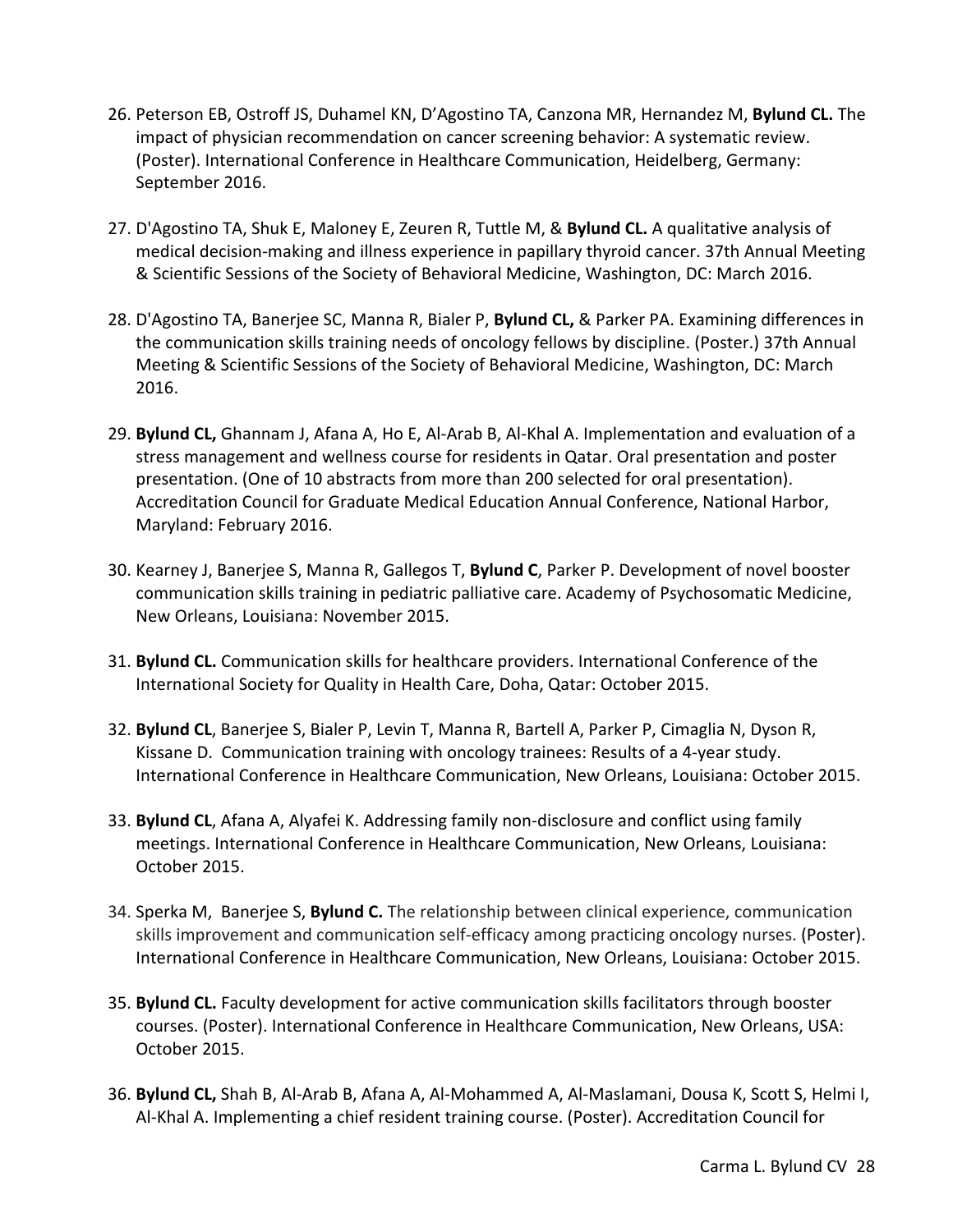26. Peterson EB, Ostroff JS, Duhamel KN, D'Agostino TA, Canzona MR, Hernandez M, **Bylund CL.** The impact of physician recommendation on cancer screening behavior: A systematic review. (Poster). International Conference in Healthcare Communication, Heidelberg, Germany: September 2016.

27. D'Agostino TA, Shuk E, Maloney E, Zeuren R, Tuttle M, & **Bylund CL.** A qualitative analysis of medical decision-making and illness experience in papillary thyroid cancer. 37th Annual Meeting & Scientific Sessions of the Society of Behavioral Medicine, Washington, DC: March 2016.

28. D'Agostino TA, Banerjee SC, Manna R, Bialer P, **Bylund CL,** & Parker PA. Examining differences in the communication skills training needs of oncology fellows by discipline. (Poster.) 37th Annual Meeting & Scientific Sessions of the Society of Behavioral Medicine, Washington, DC: March 2016.

29. **Bylund CL,** Ghannam J, Afana A, Ho E, Al-Arab B, Al-Khal A. Implementation and evaluation of a stress management and wellness course for residents in Qatar. Oral presentation and poster presentation. (One of 10 abstracts from more than 200 selected for oral presentation). Accreditation Council for Graduate Medical Education Annual Conference, National Harbor, Maryland: February 2016.

30. Kearney J, Banerjee S, Manna R, Gallegos T, **Bylund C**, Parker P. Development of novel booster communication skills training in pediatric palliative care. Academy of Psychosomatic Medicine, New Orleans, Louisiana: November 2015.

31. **Bylund CL.** Communication skills for healthcare providers. International Conference of the International Society for Quality in Health Care, Doha, Qatar: October 2015.

32. **Bylund CL**, Banerjee S, Bialer P, Levin T, Manna R, Bartell A, Parker P, Cimaglia N, Dyson R, Kissane D. Communication training with oncology trainees: Results of a 4-year study. International Conference in Healthcare Communication, New Orleans, Louisiana: October 2015.

33. **Bylund CL**, Afana A, Alyafei K. Addressing family non-disclosure and conflict using family meetings. International Conference in Healthcare Communication, New Orleans, Louisiana: October 2015.

34. Sperka M, Banerjee S, **Bylund C.** The relationship between clinical experience, communication skills improvement and communication self-efficacy among practicing oncology nurses. (Poster). International Conference in Healthcare Communication, New Orleans, Louisiana: October 2015.

35. **Bylund CL.** Faculty development for active communication skills facilitators through booster courses. (Poster). International Conference in Healthcare Communication, New Orleans, USA: October 2015.

36. **Bylund CL,** Shah B, Al-Arab B, Afana A, Al-Mohammed A, Al-Maslamani, Dousa K, Scott S, Helmi I, Al-Khal A. Implementing a chief resident training course. (Poster). Accreditation Council for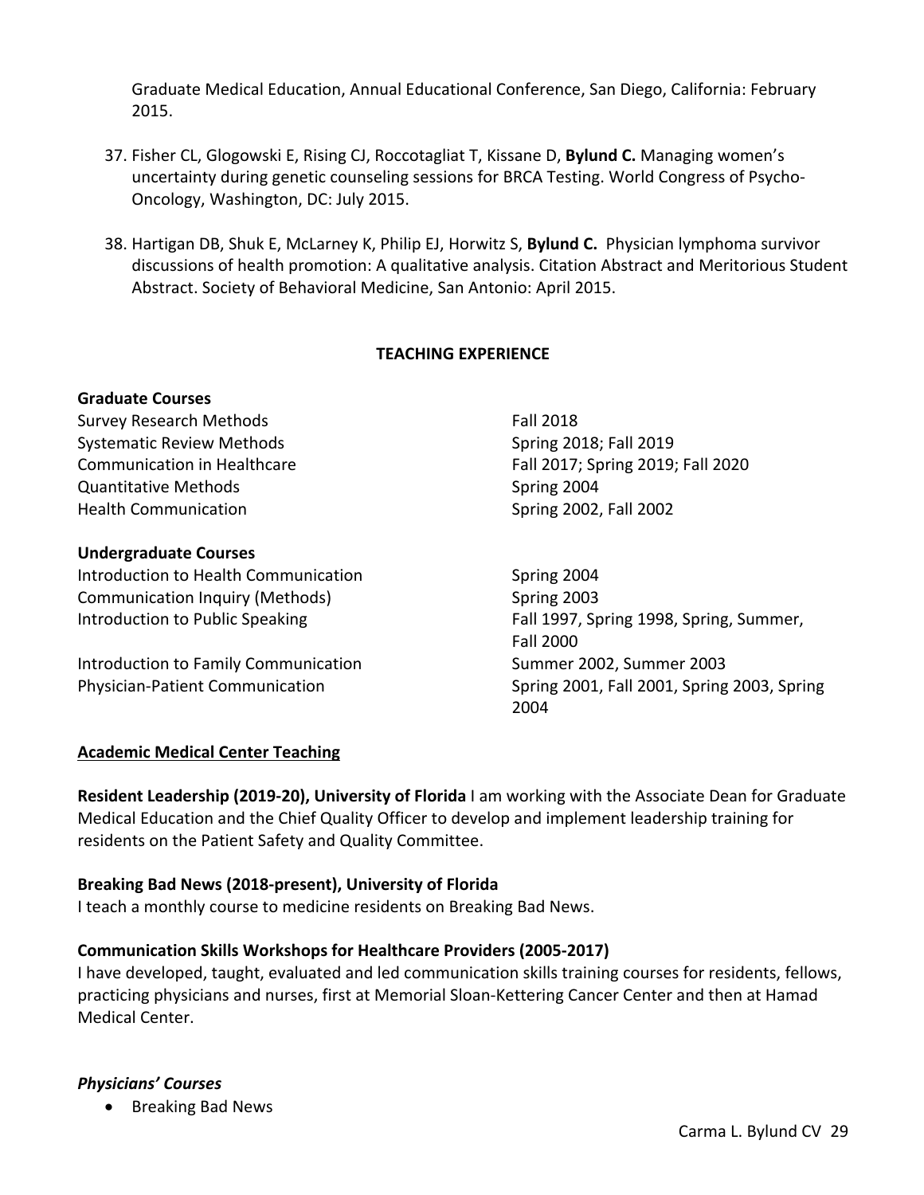Graduate Medical Education, Annual Educational Conference, San Diego, California: February 2015.

37. Fisher CL, Glogowski E, Rising CJ, Roccotagliat T, Kissane D, **Bylund C.** Managing women's uncertainty during genetic counseling sessions for BRCA Testing. World Congress of Psycho-Oncology, Washington, DC: July 2015.

38. Hartigan DB, Shuk E, McLarney K, Philip EJ, Horwitz S, **Bylund C.** Physician lymphoma survivor discussions of health promotion: A qualitative analysis. Citation Abstract and Meritorious Student Abstract. Society of Behavioral Medicine, San Antonio: April 2015.

## TEACHING EXPERIENCE

**Graduate Courses**

| | |
|---|---|
| Survey Research Methods | Fall 2018 |
| Systematic Review Methods | Spring 2018; Fall 2019 |
| Communication in Healthcare | Fall 2017; Spring 2019; Fall 2020 |
| Quantitative Methods | Spring 2004 |
| Health Communication | Spring 2002, Fall 2002 |

**Undergraduate Courses**

| | |
|---|---|
| Introduction to Health Communication | Spring 2004 |
| Communication Inquiry (Methods) | Spring 2003 |
| Introduction to Public Speaking | Fall 1997, Spring 1998, Spring, Summer, Fall 2000 |
| Introduction to Family Communication | Summer 2002, Summer 2003 |
| Physician-Patient Communication | Spring 2001, Fall 2001, Spring 2003, Spring 2004 |

**Academic Medical Center Teaching**

**Resident Leadership (2019-20), University of Florida** I am working with the Associate Dean for Graduate Medical Education and the Chief Quality Officer to develop and implement leadership training for residents on the Patient Safety and Quality Committee.

**Breaking Bad News (2018-present), University of Florida**
I teach a monthly course to medicine residents on Breaking Bad News.

**Communication Skills Workshops for Healthcare Providers (2005-2017)**
I have developed, taught, evaluated and led communication skills training courses for residents, fellows, practicing physicians and nurses, first at Memorial Sloan-Kettering Cancer Center and then at Hamad Medical Center.

***Physicians' Courses***

- Breaking Bad News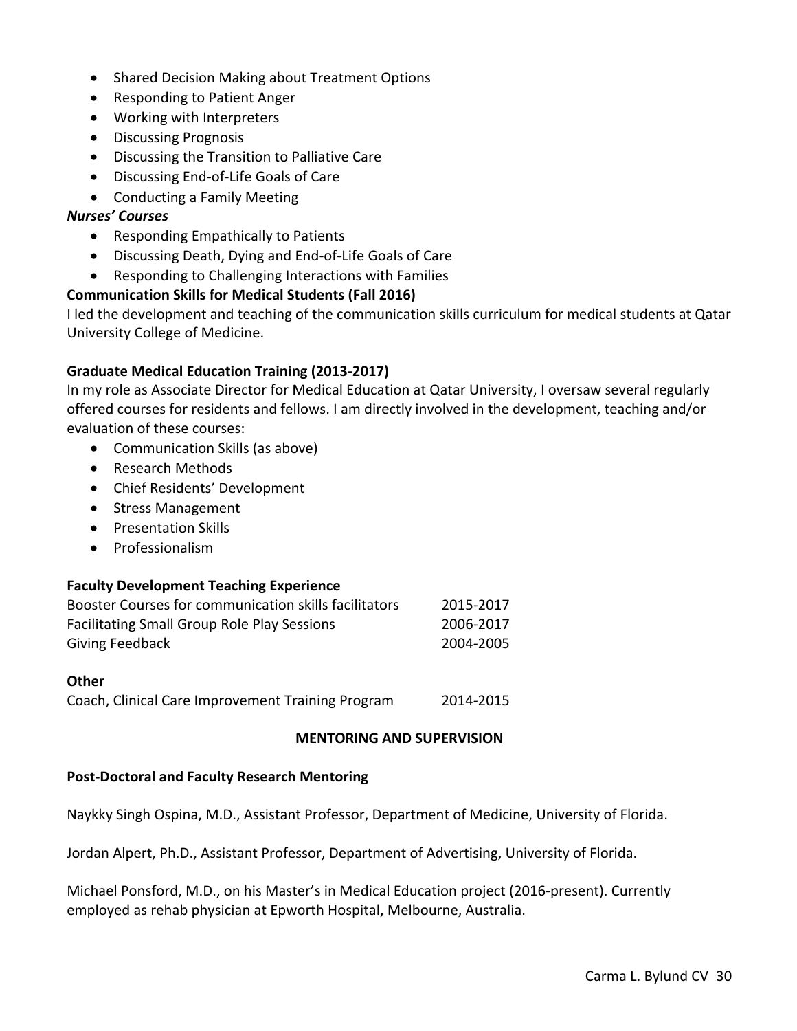- Shared Decision Making about Treatment Options
- Responding to Patient Anger
- Working with Interpreters
- Discussing Prognosis
- Discussing the Transition to Palliative Care
- Discussing End-of-Life Goals of Care
- Conducting a Family Meeting

***Nurses' Courses***

- Responding Empathically to Patients
- Discussing Death, Dying and End-of-Life Goals of Care
- Responding to Challenging Interactions with Families

**Communication Skills for Medical Students (Fall 2016)**

I led the development and teaching of the communication skills curriculum for medical students at Qatar University College of Medicine.

**Graduate Medical Education Training (2013-2017)**

In my role as Associate Director for Medical Education at Qatar University, I oversaw several regularly offered courses for residents and fellows. I am directly involved in the development, teaching and/or evaluation of these courses:

- Communication Skills (as above)
- Research Methods
- Chief Residents' Development
- Stress Management
- Presentation Skills
- Professionalism

**Faculty Development Teaching Experience**

| | |
|---|---|
| Booster Courses for communication skills facilitators | 2015-2017 |
| Facilitating Small Group Role Play Sessions | 2006-2017 |
| Giving Feedback | 2004-2005 |

**Other**

| | |
|---|---|
| Coach, Clinical Care Improvement Training Program | 2014-2015 |

## MENTORING AND SUPERVISION

**Post-Doctoral and Faculty Research Mentoring**

Naykky Singh Ospina, M.D., Assistant Professor, Department of Medicine, University of Florida.

Jordan Alpert, Ph.D., Assistant Professor, Department of Advertising, University of Florida.

Michael Ponsford, M.D., on his Master's in Medical Education project (2016-present). Currently employed as rehab physician at Epworth Hospital, Melbourne, Australia.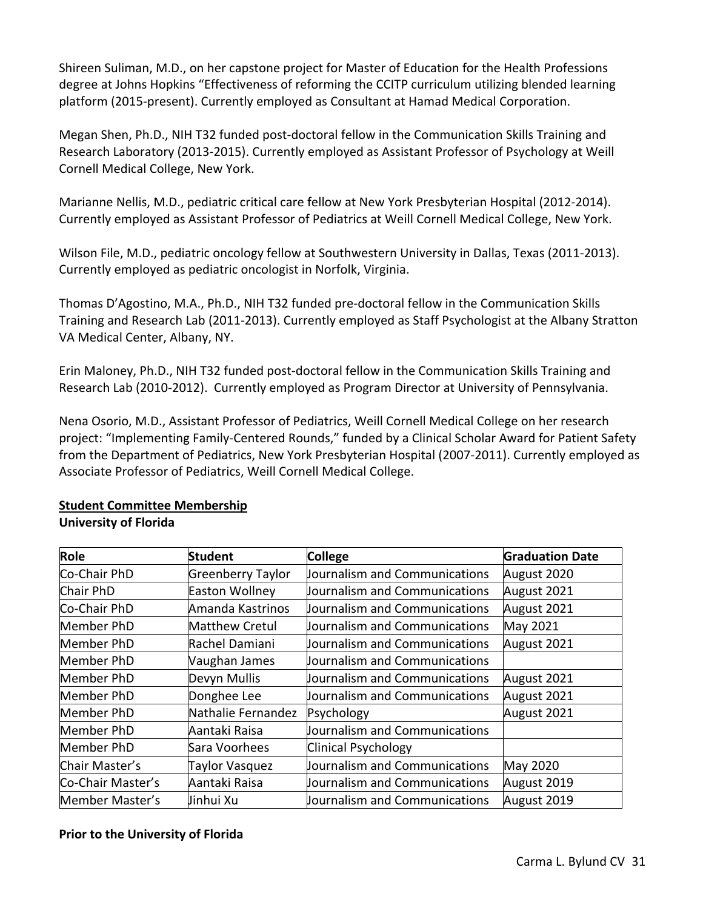Shireen Suliman, M.D., on her capstone project for Master of Education for the Health Professions degree at Johns Hopkins "Effectiveness of reforming the CCITP curriculum utilizing blended learning platform (2015-present). Currently employed as Consultant at Hamad Medical Corporation.

Megan Shen, Ph.D., NIH T32 funded post-doctoral fellow in the Communication Skills Training and Research Laboratory (2013-2015). Currently employed as Assistant Professor of Psychology at Weill Cornell Medical College, New York.

Marianne Nellis, M.D., pediatric critical care fellow at New York Presbyterian Hospital (2012-2014). Currently employed as Assistant Professor of Pediatrics at Weill Cornell Medical College, New York.

Wilson File, M.D., pediatric oncology fellow at Southwestern University in Dallas, Texas (2011-2013). Currently employed as pediatric oncologist in Norfolk, Virginia.

Thomas D'Agostino, M.A., Ph.D., NIH T32 funded pre-doctoral fellow in the Communication Skills Training and Research Lab (2011-2013). Currently employed as Staff Psychologist at the Albany Stratton VA Medical Center, Albany, NY.

Erin Maloney, Ph.D., NIH T32 funded post-doctoral fellow in the Communication Skills Training and Research Lab (2010-2012). Currently employed as Program Director at University of Pennsylvania.

Nena Osorio, M.D., Assistant Professor of Pediatrics, Weill Cornell Medical College on her research project: "Implementing Family-Centered Rounds," funded by a Clinical Scholar Award for Patient Safety from the Department of Pediatrics, New York Presbyterian Hospital (2007-2011). Currently employed as Associate Professor of Pediatrics, Weill Cornell Medical College.

**Student Committee Membership**

**University of Florida**

| Role | Student | College | Graduation Date |
|---|---|---|---|
| Co-Chair PhD | Greenberry Taylor | Journalism and Communications | August 2020 |
| Chair PhD | Easton Wollney | Journalism and Communications | August 2021 |
| Co-Chair PhD | Amanda Kastrinos | Journalism and Communications | August 2021 |
| Member PhD | Matthew Cretul | Journalism and Communications | May 2021 |
| Member PhD | Rachel Damiani | Journalism and Communications | August 2021 |
| Member PhD | Vaughan James | Journalism and Communications | |
| Member PhD | Devyn Mullis | Journalism and Communications | August 2021 |
| Member PhD | Donghee Lee | Journalism and Communications | August 2021 |
| Member PhD | Nathalie Fernandez | Psychology | August 2021 |
| Member PhD | Aantaki Raisa | Journalism and Communications | |
| Member PhD | Sara Voorhees | Clinical Psychology | |
| Chair Master's | Taylor Vasquez | Journalism and Communications | May 2020 |
| Co-Chair Master's | Aantaki Raisa | Journalism and Communications | August 2019 |
| Member Master's | Jinhui Xu | Journalism and Communications | August 2019 |

**Prior to the University of Florida**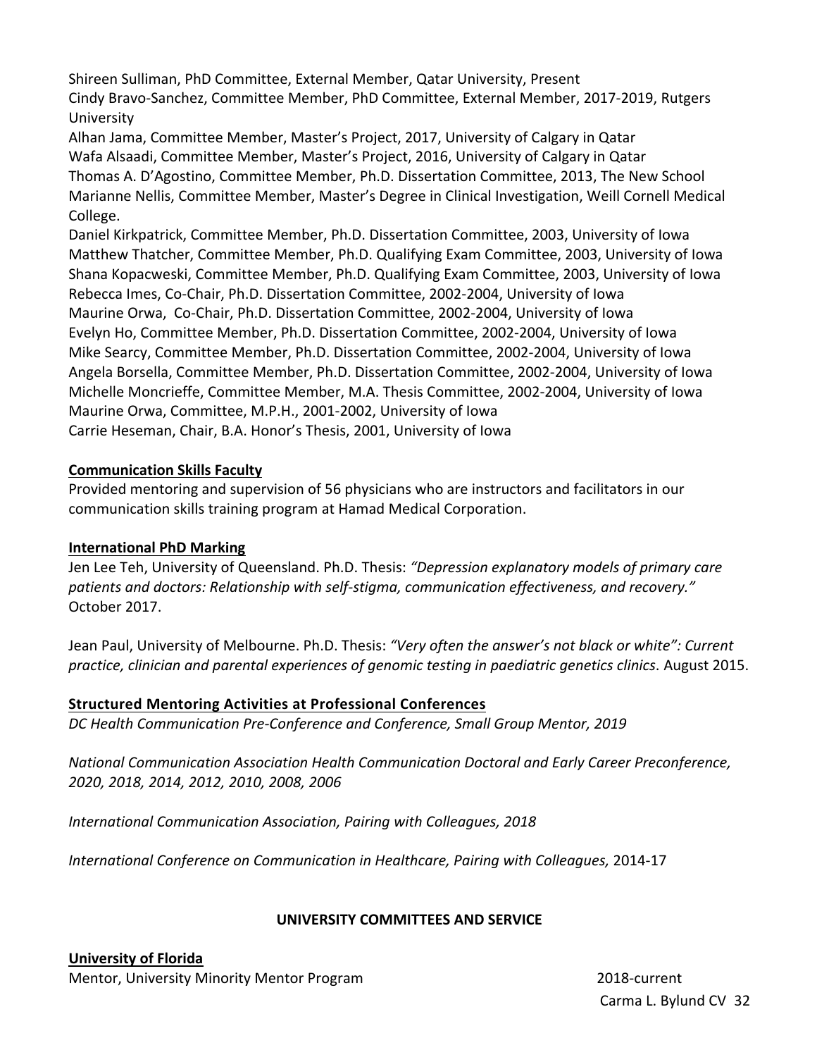Shireen Sulliman, PhD Committee, External Member, Qatar University, Present
Cindy Bravo-Sanchez, Committee Member, PhD Committee, External Member, 2017-2019, Rutgers University
Alhan Jama, Committee Member, Master's Project, 2017, University of Calgary in Qatar
Wafa Alsaadi, Committee Member, Master's Project, 2016, University of Calgary in Qatar
Thomas A. D'Agostino, Committee Member, Ph.D. Dissertation Committee, 2013, The New School
Marianne Nellis, Committee Member, Master's Degree in Clinical Investigation, Weill Cornell Medical College.
Daniel Kirkpatrick, Committee Member, Ph.D. Dissertation Committee, 2003, University of Iowa
Matthew Thatcher, Committee Member, Ph.D. Qualifying Exam Committee, 2003, University of Iowa
Shana Kopacweski, Committee Member, Ph.D. Qualifying Exam Committee, 2003, University of Iowa
Rebecca Imes, Co-Chair, Ph.D. Dissertation Committee, 2002-2004, University of Iowa
Maurine Orwa, Co-Chair, Ph.D. Dissertation Committee, 2002-2004, University of Iowa
Evelyn Ho, Committee Member, Ph.D. Dissertation Committee, 2002-2004, University of Iowa
Mike Searcy, Committee Member, Ph.D. Dissertation Committee, 2002-2004, University of Iowa
Angela Borsella, Committee Member, Ph.D. Dissertation Committee, 2002-2004, University of Iowa
Michelle Moncrieffe, Committee Member, M.A. Thesis Committee, 2002-2004, University of Iowa
Maurine Orwa, Committee, M.P.H., 2001-2002, University of Iowa
Carrie Heseman, Chair, B.A. Honor's Thesis, 2001, University of Iowa

**Communication Skills Faculty**

Provided mentoring and supervision of 56 physicians who are instructors and facilitators in our communication skills training program at Hamad Medical Corporation.

**International PhD Marking**

Jen Lee Teh, University of Queensland. Ph.D. Thesis: *"Depression explanatory models of primary care patients and doctors: Relationship with self-stigma, communication effectiveness, and recovery."* October 2017.

Jean Paul, University of Melbourne. Ph.D. Thesis: *"Very often the answer's not black or white": Current practice, clinician and parental experiences of genomic testing in paediatric genetics clinics*. August 2015.

**Structured Mentoring Activities at Professional Conferences**

*DC Health Communication Pre-Conference and Conference, Small Group Mentor, 2019*

*National Communication Association Health Communication Doctoral and Early Career Preconference, 2020, 2018, 2014, 2012, 2010, 2008, 2006*

*International Communication Association, Pairing with Colleagues, 2018*

*International Conference on Communication in Healthcare, Pairing with Colleagues,* 2014-17

## UNIVERSITY COMMITTEES AND SERVICE

**University of Florida**

Mentor, University Minority Mentor Program 2018-current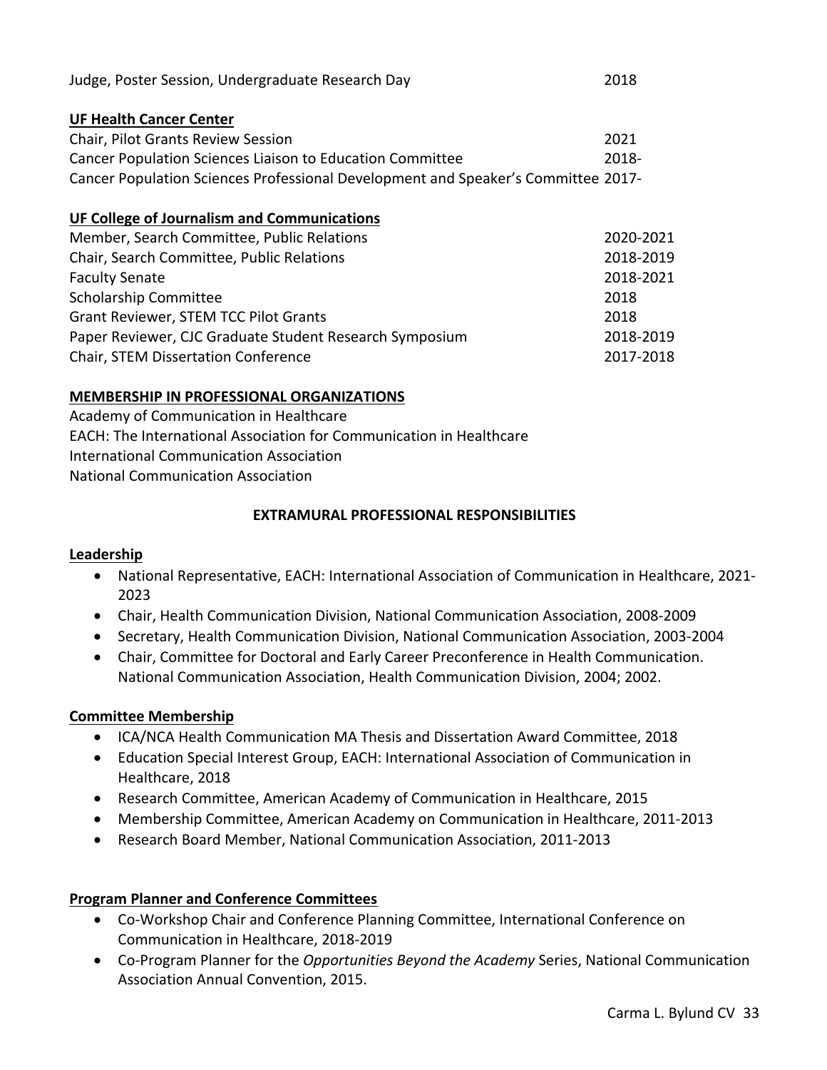Judge, Poster Session, Undergraduate Research Day 2018

**UF Health Cancer Center**

| | |
|---|---|
| Chair, Pilot Grants Review Session | 2021 |
| Cancer Population Sciences Liaison to Education Committee | 2018- |
| Cancer Population Sciences Professional Development and Speaker's Committee | 2017- |

**UF College of Journalism and Communications**

| | |
|---|---|
| Member, Search Committee, Public Relations | 2020-2021 |
| Chair, Search Committee, Public Relations | 2018-2019 |
| Faculty Senate | 2018-2021 |
| Scholarship Committee | 2018 |
| Grant Reviewer, STEM TCC Pilot Grants | 2018 |
| Paper Reviewer, CJC Graduate Student Research Symposium | 2018-2019 |
| Chair, STEM Dissertation Conference | 2017-2018 |

## MEMBERSHIP IN PROFESSIONAL ORGANIZATIONS

Academy of Communication in Healthcare
EACH: The International Association for Communication in Healthcare
International Communication Association
National Communication Association

## EXTRAMURAL PROFESSIONAL RESPONSIBILITIES

**Leadership**

- National Representative, EACH: International Association of Communication in Healthcare, 2021-2023
- Chair, Health Communication Division, National Communication Association, 2008-2009
- Secretary, Health Communication Division, National Communication Association, 2003-2004
- Chair, Committee for Doctoral and Early Career Preconference in Health Communication. National Communication Association, Health Communication Division, 2004; 2002.

**Committee Membership**

- ICA/NCA Health Communication MA Thesis and Dissertation Award Committee, 2018
- Education Special Interest Group, EACH: International Association of Communication in Healthcare, 2018
- Research Committee, American Academy of Communication in Healthcare, 2015
- Membership Committee, American Academy on Communication in Healthcare, 2011-2013
- Research Board Member, National Communication Association, 2011-2013

**Program Planner and Conference Committees**

- Co-Workshop Chair and Conference Planning Committee, International Conference on Communication in Healthcare, 2018-2019
- Co-Program Planner for the *Opportunities Beyond the Academy* Series, National Communication Association Annual Convention, 2015.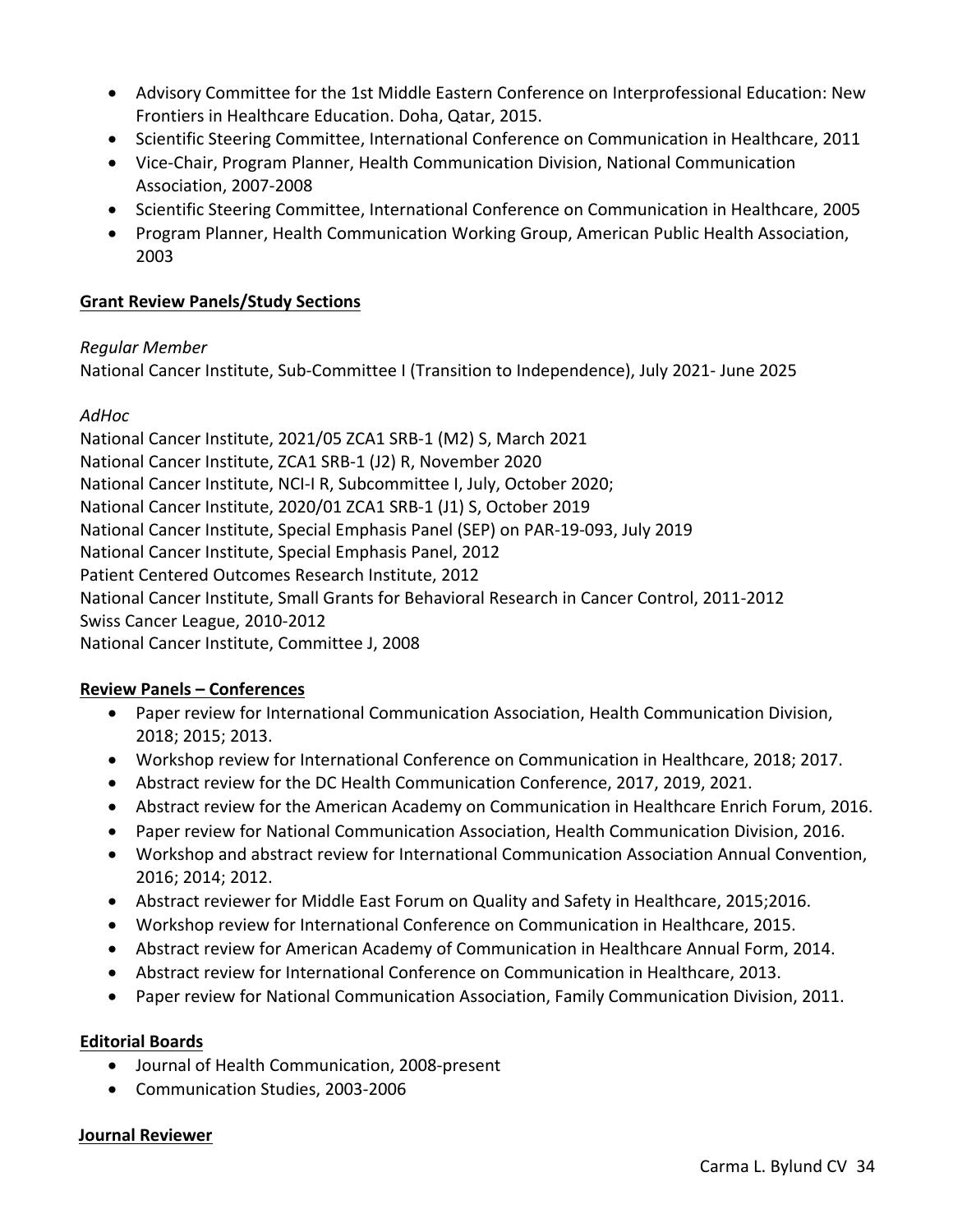- Advisory Committee for the 1st Middle Eastern Conference on Interprofessional Education: New Frontiers in Healthcare Education. Doha, Qatar, 2015.
- Scientific Steering Committee, International Conference on Communication in Healthcare, 2011
- Vice-Chair, Program Planner, Health Communication Division, National Communication Association, 2007-2008
- Scientific Steering Committee, International Conference on Communication in Healthcare, 2005
- Program Planner, Health Communication Working Group, American Public Health Association, 2003

**Grant Review Panels/Study Sections**

*Regular Member*
National Cancer Institute, Sub-Committee I (Transition to Independence), July 2021- June 2025

*AdHoc*
National Cancer Institute, 2021/05 ZCA1 SRB-1 (M2) S, March 2021
National Cancer Institute, ZCA1 SRB-1 (J2) R, November 2020
National Cancer Institute, NCI-I R, Subcommittee I, July, October 2020;
National Cancer Institute, 2020/01 ZCA1 SRB-1 (J1) S, October 2019
National Cancer Institute, Special Emphasis Panel (SEP) on PAR-19-093, July 2019
National Cancer Institute, Special Emphasis Panel, 2012
Patient Centered Outcomes Research Institute, 2012
National Cancer Institute, Small Grants for Behavioral Research in Cancer Control, 2011-2012
Swiss Cancer League, 2010-2012
National Cancer Institute, Committee J, 2008

**Review Panels – Conferences**

- Paper review for International Communication Association, Health Communication Division, 2018; 2015; 2013.
- Workshop review for International Conference on Communication in Healthcare, 2018; 2017.
- Abstract review for the DC Health Communication Conference, 2017, 2019, 2021.
- Abstract review for the American Academy on Communication in Healthcare Enrich Forum, 2016.
- Paper review for National Communication Association, Health Communication Division, 2016.
- Workshop and abstract review for International Communication Association Annual Convention, 2016; 2014; 2012.
- Abstract reviewer for Middle East Forum on Quality and Safety in Healthcare, 2015;2016.
- Workshop review for International Conference on Communication in Healthcare, 2015.
- Abstract review for American Academy of Communication in Healthcare Annual Form, 2014.
- Abstract review for International Conference on Communication in Healthcare, 2013.
- Paper review for National Communication Association, Family Communication Division, 2011.

**Editorial Boards**

- Journal of Health Communication, 2008-present
- Communication Studies, 2003-2006

**Journal Reviewer**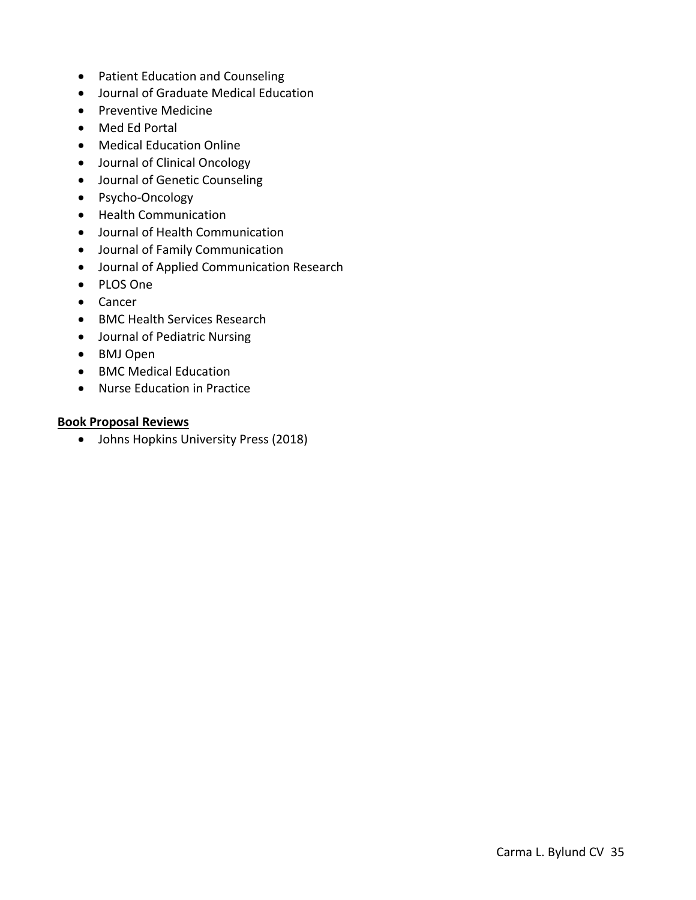- Patient Education and Counseling
- Journal of Graduate Medical Education
- Preventive Medicine
- Med Ed Portal
- Medical Education Online
- Journal of Clinical Oncology
- Journal of Genetic Counseling
- Psycho-Oncology
- Health Communication
- Journal of Health Communication
- Journal of Family Communication
- Journal of Applied Communication Research
- PLOS One
- Cancer
- BMC Health Services Research
- Journal of Pediatric Nursing
- BMJ Open
- BMC Medical Education
- Nurse Education in Practice

**Book Proposal Reviews**

- Johns Hopkins University Press (2018)